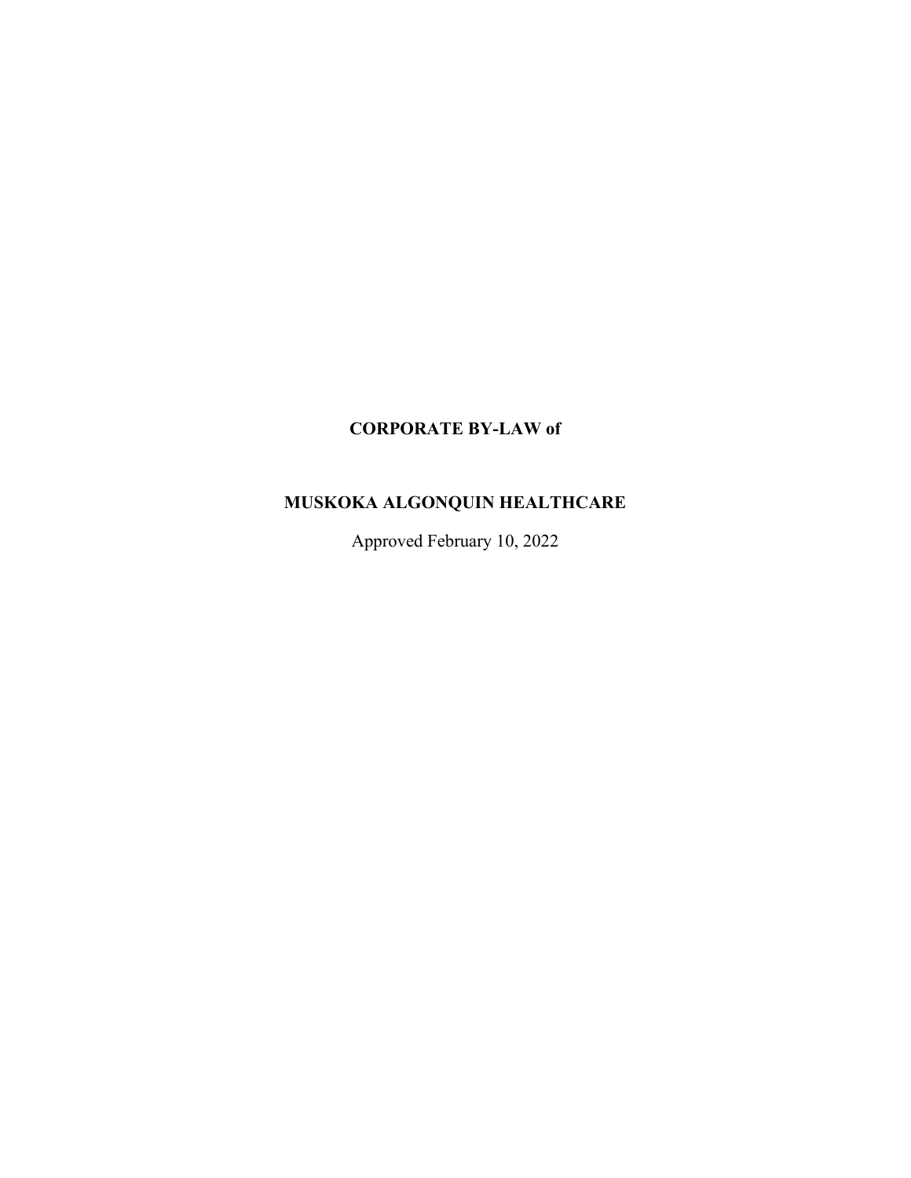# CORPORATE BY-LAW of

# MUSKOKA ALGONQUIN HEALTHCARE

Approved February 10, 2022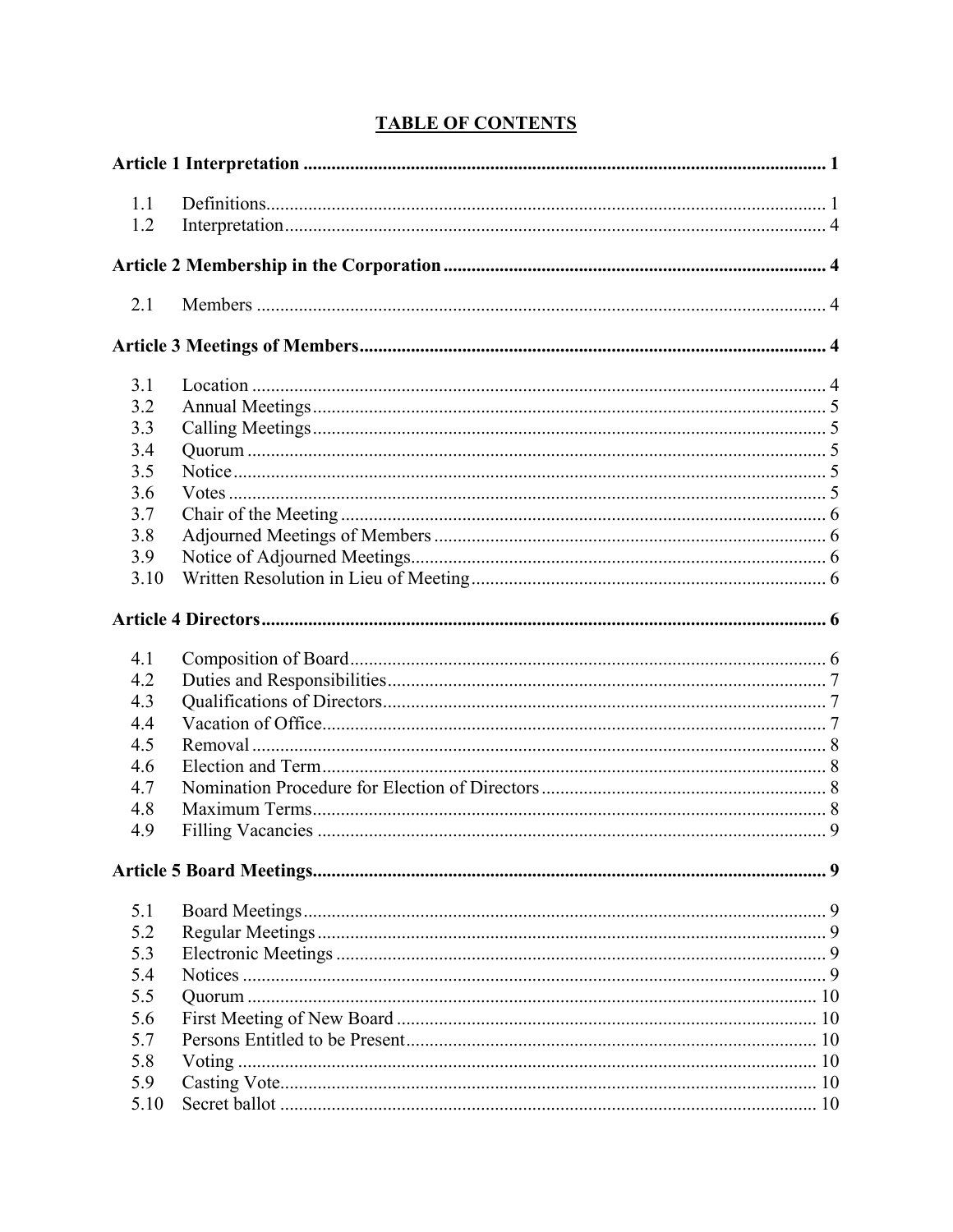# TABLE OF CONTENTS

**Article 1 Interpretation** ..... 1

- 1.1 Definitions ..... 1
- 1.2 Interpretation ..... 4

**Article 2 Membership in the Corporation** ..... 4

- 2.1 Members ..... 4

**Article 3 Meetings of Members** ..... 4

- 3.1 Location ..... 4
- 3.2 Annual Meetings ..... 5
- 3.3 Calling Meetings ..... 5
- 3.4 Quorum ..... 5
- 3.5 Notice ..... 5
- 3.6 Votes ..... 5
- 3.7 Chair of the Meeting ..... 6
- 3.8 Adjourned Meetings of Members ..... 6
- 3.9 Notice of Adjourned Meetings ..... 6
- 3.10 Written Resolution in Lieu of Meeting ..... 6

**Article 4 Directors** ..... 6

- 4.1 Composition of Board ..... 6
- 4.2 Duties and Responsibilities ..... 7
- 4.3 Qualifications of Directors ..... 7
- 4.4 Vacation of Office ..... 7
- 4.5 Removal ..... 8
- 4.6 Election and Term ..... 8
- 4.7 Nomination Procedure for Election of Directors ..... 8
- 4.8 Maximum Terms ..... 8
- 4.9 Filling Vacancies ..... 9

**Article 5 Board Meetings** ..... 9

- 5.1 Board Meetings ..... 9
- 5.2 Regular Meetings ..... 9
- 5.3 Electronic Meetings ..... 9
- 5.4 Notices ..... 9
- 5.5 Quorum ..... 10
- 5.6 First Meeting of New Board ..... 10
- 5.7 Persons Entitled to be Present ..... 10
- 5.8 Voting ..... 10
- 5.9 Casting Vote ..... 10
- 5.10 Secret ballot ..... 10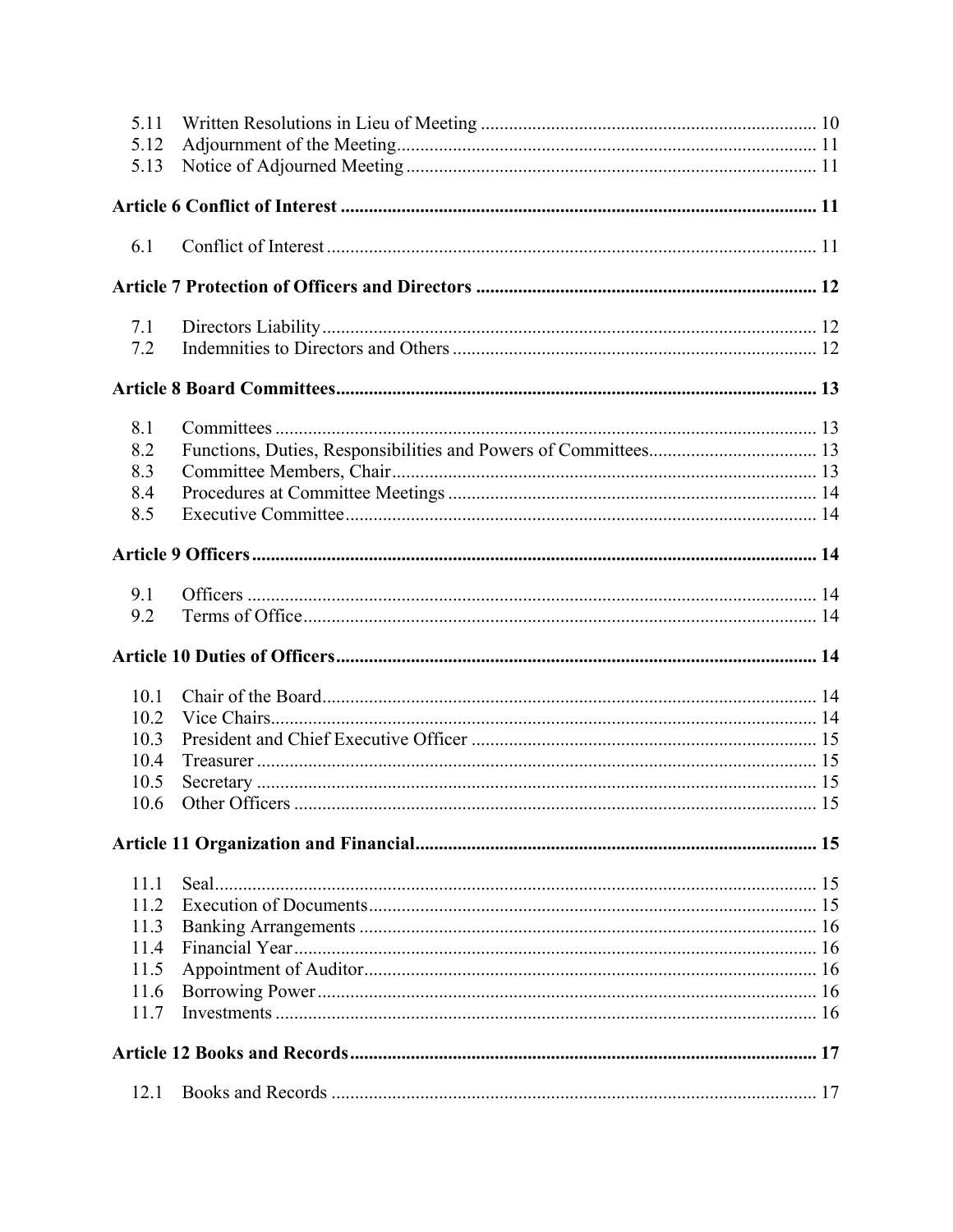| | | |
|---|---|---|
| 5.11 | Written Resolutions in Lieu of Meeting | 10 |
| 5.12 | Adjournment of the Meeting | 11 |
| 5.13 | Notice of Adjourned Meeting | 11 |

**Article 6 Conflict of Interest** ........ **11**

| | | |
|---|---|---|
| 6.1 | Conflict of Interest | 11 |

**Article 7 Protection of Officers and Directors** ........ **12**

| | | |
|---|---|---|
| 7.1 | Directors Liability | 12 |
| 7.2 | Indemnities to Directors and Others | 12 |

**Article 8 Board Committees** ........ **13**

| | | |
|---|---|---|
| 8.1 | Committees | 13 |
| 8.2 | Functions, Duties, Responsibilities and Powers of Committees | 13 |
| 8.3 | Committee Members, Chair | 13 |
| 8.4 | Procedures at Committee Meetings | 14 |
| 8.5 | Executive Committee | 14 |

**Article 9 Officers** ........ **14**

| | | |
|---|---|---|
| 9.1 | Officers | 14 |
| 9.2 | Terms of Office | 14 |

**Article 10 Duties of Officers** ........ **14**

| | | |
|---|---|---|
| 10.1 | Chair of the Board | 14 |
| 10.2 | Vice Chairs | 14 |
| 10.3 | President and Chief Executive Officer | 15 |
| 10.4 | Treasurer | 15 |
| 10.5 | Secretary | 15 |
| 10.6 | Other Officers | 15 |

**Article 11 Organization and Financial** ........ **15**

| | | |
|---|---|---|
| 11.1 | Seal | 15 |
| 11.2 | Execution of Documents | 15 |
| 11.3 | Banking Arrangements | 16 |
| 11.4 | Financial Year | 16 |
| 11.5 | Appointment of Auditor | 16 |
| 11.6 | Borrowing Power | 16 |
| 11.7 | Investments | 16 |

**Article 12 Books and Records** ........ **17**

| | | |
|---|---|---|
| 12.1 | Books and Records | 17 |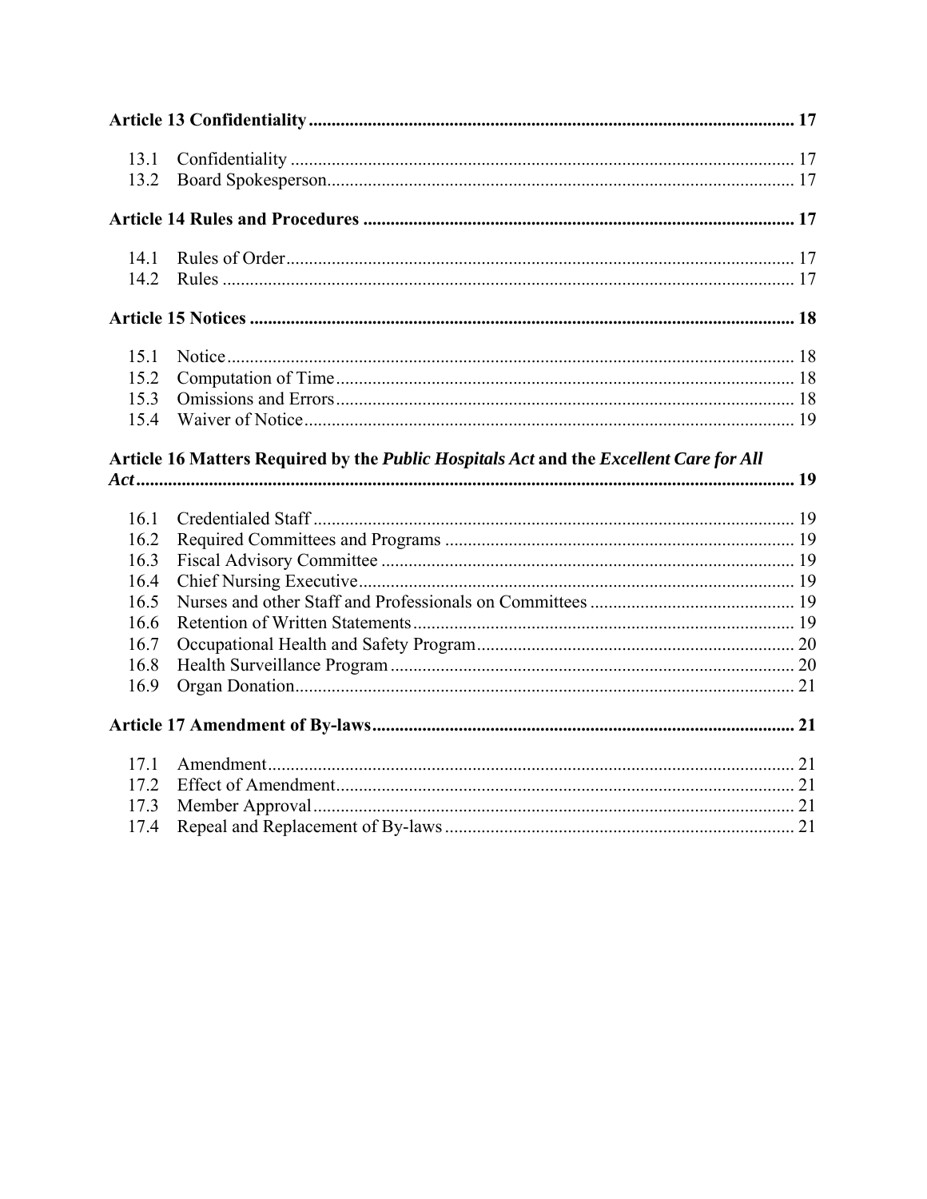**Article 13 Confidentiality** .......... 17

13.1 Confidentiality .......... 17
13.2 Board Spokesperson .......... 17

**Article 14 Rules and Procedures** .......... 17

14.1 Rules of Order .......... 17
14.2 Rules .......... 17

**Article 15 Notices** .......... 18

15.1 Notice .......... 18
15.2 Computation of Time .......... 18
15.3 Omissions and Errors .......... 18
15.4 Waiver of Notice .......... 19

**Article 16 Matters Required by the *Public Hospitals Act* and the *Excellent Care for All Act*** .......... 19

16.1 Credentialed Staff .......... 19
16.2 Required Committees and Programs .......... 19
16.3 Fiscal Advisory Committee .......... 19
16.4 Chief Nursing Executive .......... 19
16.5 Nurses and other Staff and Professionals on Committees .......... 19
16.6 Retention of Written Statements .......... 19
16.7 Occupational Health and Safety Program .......... 20
16.8 Health Surveillance Program .......... 20
16.9 Organ Donation .......... 21

**Article 17 Amendment of By-laws** .......... 21

17.1 Amendment .......... 21
17.2 Effect of Amendment .......... 21
17.3 Member Approval .......... 21
17.4 Repeal and Replacement of By-laws .......... 21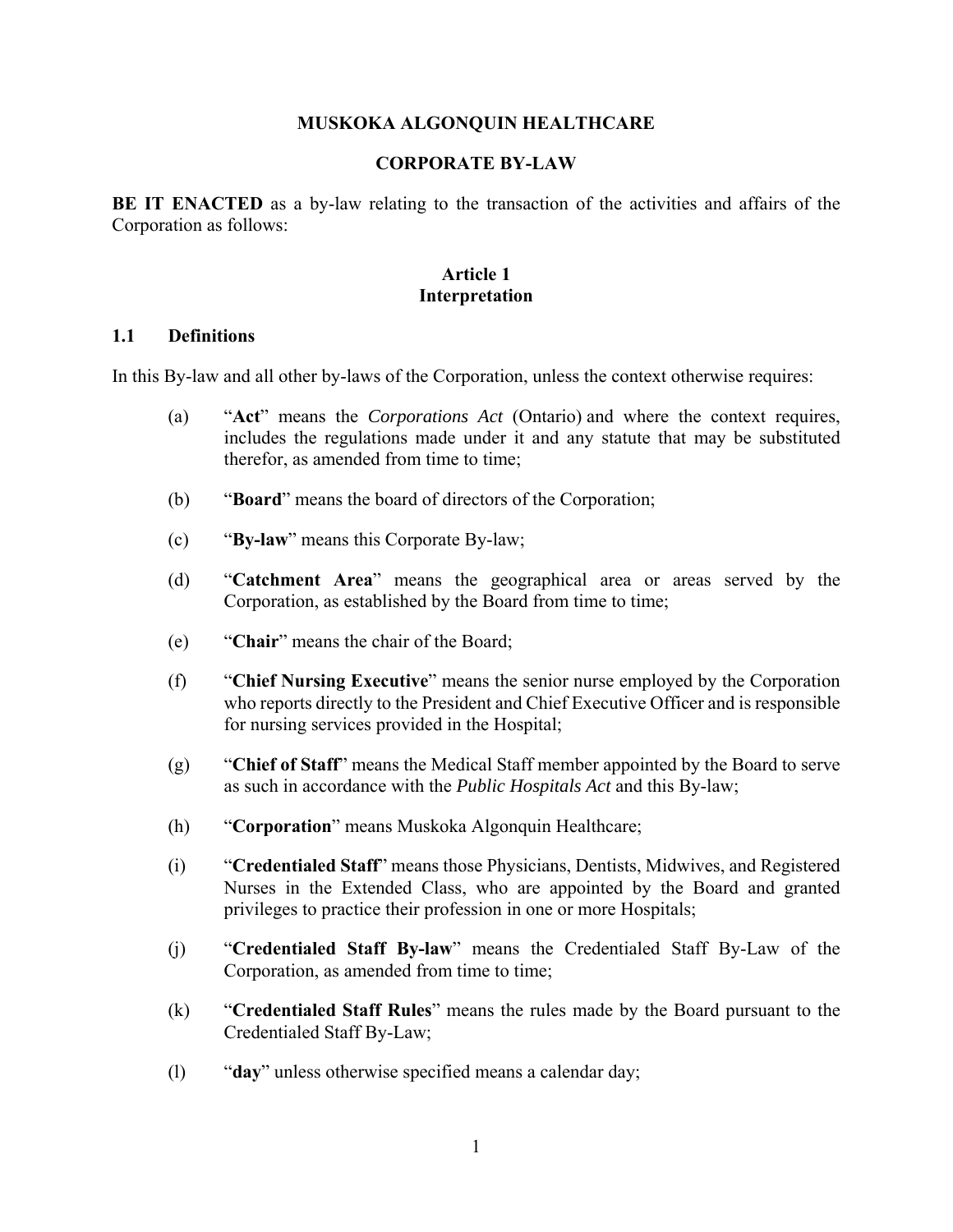# MUSKOKA ALGONQUIN HEALTHCARE

## CORPORATE BY-LAW

**BE IT ENACTED** as a by-law relating to the transaction of the activities and affairs of the Corporation as follows:

## Article 1
## Interpretation

### 1.1 Definitions

In this By-law and all other by-laws of the Corporation, unless the context otherwise requires:

(a) "**Act**" means the *Corporations Act* (Ontario) and where the context requires, includes the regulations made under it and any statute that may be substituted therefor, as amended from time to time;

(b) "**Board**" means the board of directors of the Corporation;

(c) "**By-law**" means this Corporate By-law;

(d) "**Catchment Area**" means the geographical area or areas served by the Corporation, as established by the Board from time to time;

(e) "**Chair**" means the chair of the Board;

(f) "**Chief Nursing Executive**" means the senior nurse employed by the Corporation who reports directly to the President and Chief Executive Officer and is responsible for nursing services provided in the Hospital;

(g) "**Chief of Staff**" means the Medical Staff member appointed by the Board to serve as such in accordance with the *Public Hospitals Act* and this By-law;

(h) "**Corporation**" means Muskoka Algonquin Healthcare;

(i) "**Credentialed Staff**" means those Physicians, Dentists, Midwives, and Registered Nurses in the Extended Class, who are appointed by the Board and granted privileges to practice their profession in one or more Hospitals;

(j) "**Credentialed Staff By-law**" means the Credentialed Staff By-Law of the Corporation, as amended from time to time;

(k) "**Credentialed Staff Rules**" means the rules made by the Board pursuant to the Credentialed Staff By-Law;

(l) "**day**" unless otherwise specified means a calendar day;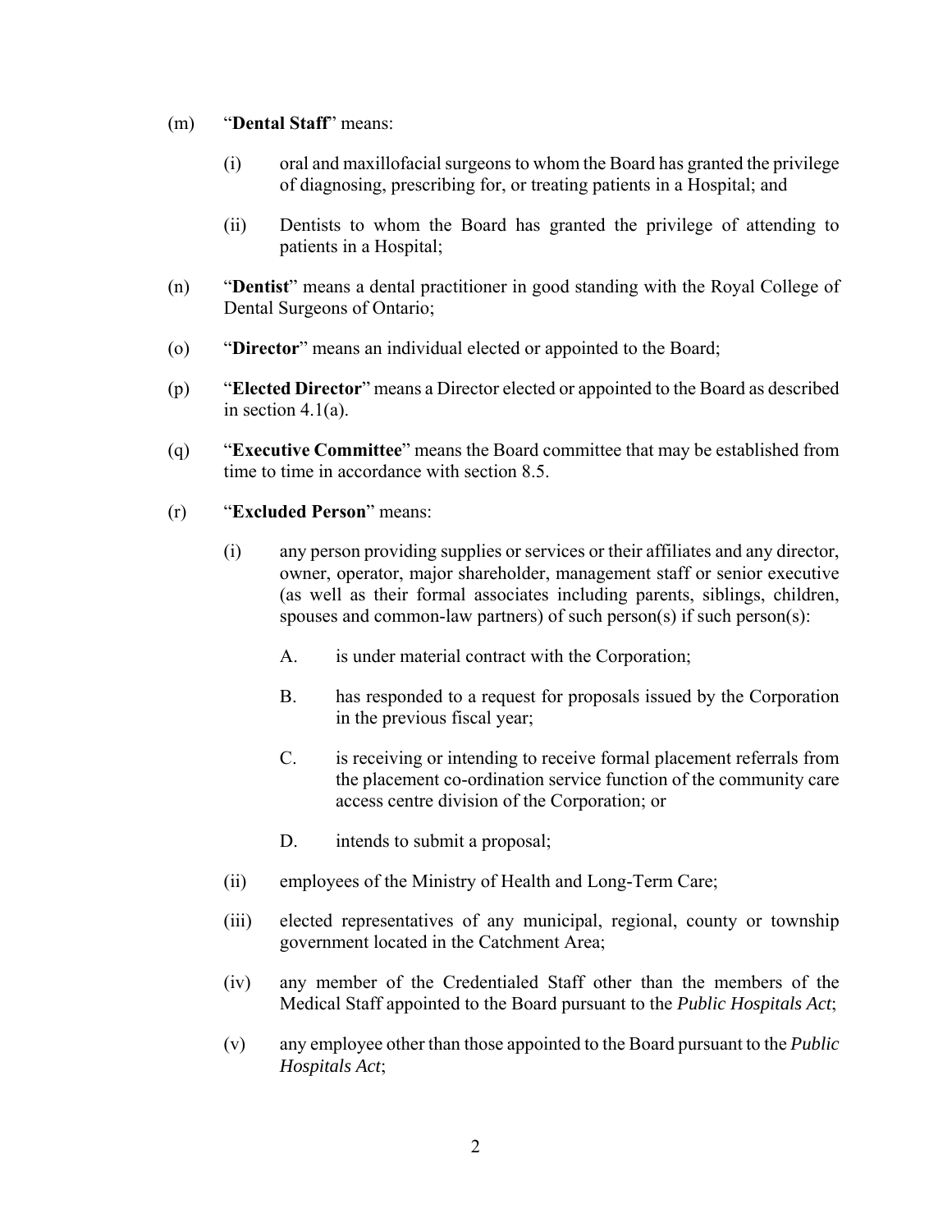(m) "**Dental Staff**" means:

(i) oral and maxillofacial surgeons to whom the Board has granted the privilege of diagnosing, prescribing for, or treating patients in a Hospital; and

(ii) Dentists to whom the Board has granted the privilege of attending to patients in a Hospital;

(n) "**Dentist**" means a dental practitioner in good standing with the Royal College of Dental Surgeons of Ontario;

(o) "**Director**" means an individual elected or appointed to the Board;

(p) "**Elected Director**" means a Director elected or appointed to the Board as described in section 4.1(a).

(q) "**Executive Committee**" means the Board committee that may be established from time to time in accordance with section 8.5.

(r) "**Excluded Person**" means:

(i) any person providing supplies or services or their affiliates and any director, owner, operator, major shareholder, management staff or senior executive (as well as their formal associates including parents, siblings, children, spouses and common-law partners) of such person(s) if such person(s):

A. is under material contract with the Corporation;

B. has responded to a request for proposals issued by the Corporation in the previous fiscal year;

C. is receiving or intending to receive formal placement referrals from the placement co-ordination service function of the community care access centre division of the Corporation; or

D. intends to submit a proposal;

(ii) employees of the Ministry of Health and Long-Term Care;

(iii) elected representatives of any municipal, regional, county or township government located in the Catchment Area;

(iv) any member of the Credentialed Staff other than the members of the Medical Staff appointed to the Board pursuant to the *Public Hospitals Act*;

(v) any employee other than those appointed to the Board pursuant to the *Public Hospitals Act*;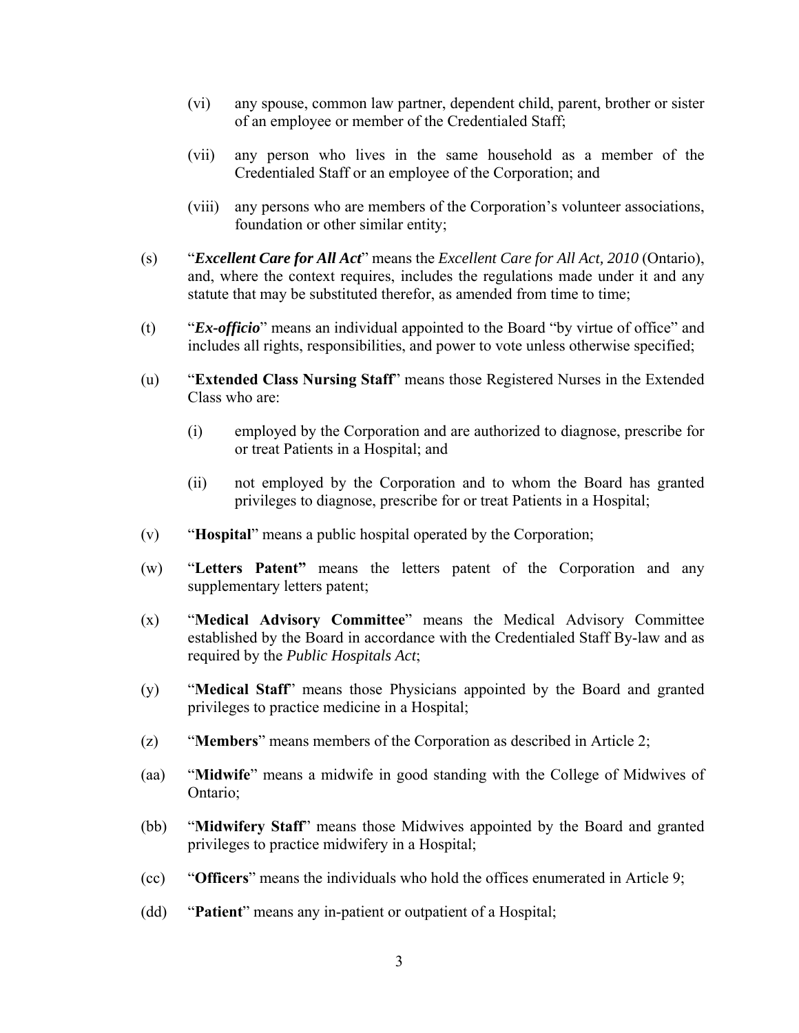(vi) any spouse, common law partner, dependent child, parent, brother or sister of an employee or member of the Credentialed Staff;

(vii) any person who lives in the same household as a member of the Credentialed Staff or an employee of the Corporation; and

(viii) any persons who are members of the Corporation's volunteer associations, foundation or other similar entity;

(s) "***Excellent Care for All Act***" means the *Excellent Care for All Act, 2010* (Ontario), and, where the context requires, includes the regulations made under it and any statute that may be substituted therefor, as amended from time to time;

(t) "***Ex-officio***" means an individual appointed to the Board "by virtue of office" and includes all rights, responsibilities, and power to vote unless otherwise specified;

(u) "**Extended Class Nursing Staff**" means those Registered Nurses in the Extended Class who are:

(i) employed by the Corporation and are authorized to diagnose, prescribe for or treat Patients in a Hospital; and

(ii) not employed by the Corporation and to whom the Board has granted privileges to diagnose, prescribe for or treat Patients in a Hospital;

(v) "**Hospital**" means a public hospital operated by the Corporation;

(w) "**Letters Patent"** means the letters patent of the Corporation and any supplementary letters patent;

(x) "**Medical Advisory Committee**" means the Medical Advisory Committee established by the Board in accordance with the Credentialed Staff By-law and as required by the *Public Hospitals Act*;

(y) "**Medical Staff**" means those Physicians appointed by the Board and granted privileges to practice medicine in a Hospital;

(z) "**Members**" means members of the Corporation as described in Article 2;

(aa) "**Midwife**" means a midwife in good standing with the College of Midwives of Ontario;

(bb) "**Midwifery Staff**" means those Midwives appointed by the Board and granted privileges to practice midwifery in a Hospital;

(cc) "**Officers**" means the individuals who hold the offices enumerated in Article 9;

(dd) "**Patient**" means any in-patient or outpatient of a Hospital;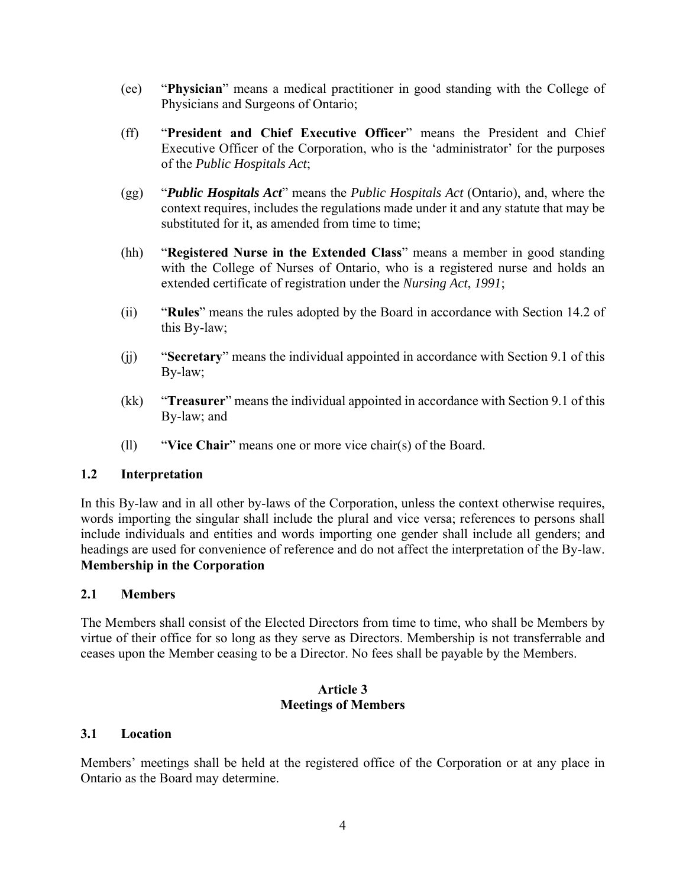(ee) "**Physician**" means a medical practitioner in good standing with the College of Physicians and Surgeons of Ontario;

(ff) "**President and Chief Executive Officer**" means the President and Chief Executive Officer of the Corporation, who is the 'administrator' for the purposes of the *Public Hospitals Act*;

(gg) "***Public Hospitals Act***" means the *Public Hospitals Act* (Ontario), and, where the context requires, includes the regulations made under it and any statute that may be substituted for it, as amended from time to time;

(hh) "**Registered Nurse in the Extended Class**" means a member in good standing with the College of Nurses of Ontario, who is a registered nurse and holds an extended certificate of registration under the *Nursing Act*, *1991*;

(ii) "**Rules**" means the rules adopted by the Board in accordance with Section 14.2 of this By-law;

(jj) "**Secretary**" means the individual appointed in accordance with Section 9.1 of this By-law;

(kk) "**Treasurer**" means the individual appointed in accordance with Section 9.1 of this By-law; and

(ll) "**Vice Chair**" means one or more vice chair(s) of the Board.

### 1.2 Interpretation

In this By-law and in all other by-laws of the Corporation, unless the context otherwise requires, words importing the singular shall include the plural and vice versa; references to persons shall include individuals and entities and words importing one gender shall include all genders; and headings are used for convenience of reference and do not affect the interpretation of the By-law.
**Membership in the Corporation**

### 2.1 Members

The Members shall consist of the Elected Directors from time to time, who shall be Members by virtue of their office for so long as they serve as Directors. Membership is not transferrable and ceases upon the Member ceasing to be a Director. No fees shall be payable by the Members.

## Article 3
## Meetings of Members

### 3.1 Location

Members' meetings shall be held at the registered office of the Corporation or at any place in Ontario as the Board may determine.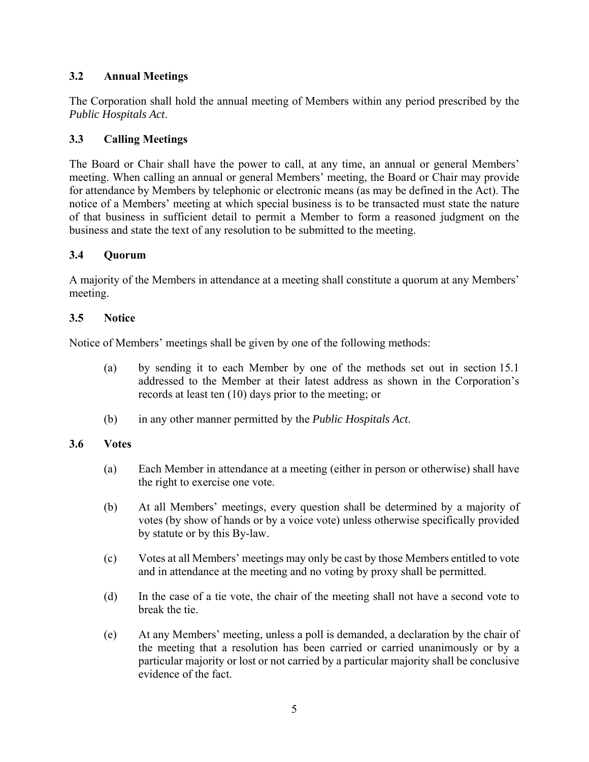### 3.2 Annual Meetings

The Corporation shall hold the annual meeting of Members within any period prescribed by the *Public Hospitals Act*.

### 3.3 Calling Meetings

The Board or Chair shall have the power to call, at any time, an annual or general Members' meeting. When calling an annual or general Members' meeting, the Board or Chair may provide for attendance by Members by telephonic or electronic means (as may be defined in the Act). The notice of a Members' meeting at which special business is to be transacted must state the nature of that business in sufficient detail to permit a Member to form a reasoned judgment on the business and state the text of any resolution to be submitted to the meeting.

### 3.4 Quorum

A majority of the Members in attendance at a meeting shall constitute a quorum at any Members' meeting.

### 3.5 Notice

Notice of Members' meetings shall be given by one of the following methods:

(a) by sending it to each Member by one of the methods set out in section 15.1 addressed to the Member at their latest address as shown in the Corporation's records at least ten (10) days prior to the meeting; or

(b) in any other manner permitted by the *Public Hospitals Act*.

### 3.6 Votes

(a) Each Member in attendance at a meeting (either in person or otherwise) shall have the right to exercise one vote.

(b) At all Members' meetings, every question shall be determined by a majority of votes (by show of hands or by a voice vote) unless otherwise specifically provided by statute or by this By-law.

(c) Votes at all Members' meetings may only be cast by those Members entitled to vote and in attendance at the meeting and no voting by proxy shall be permitted.

(d) In the case of a tie vote, the chair of the meeting shall not have a second vote to break the tie.

(e) At any Members' meeting, unless a poll is demanded, a declaration by the chair of the meeting that a resolution has been carried or carried unanimously or by a particular majority or lost or not carried by a particular majority shall be conclusive evidence of the fact.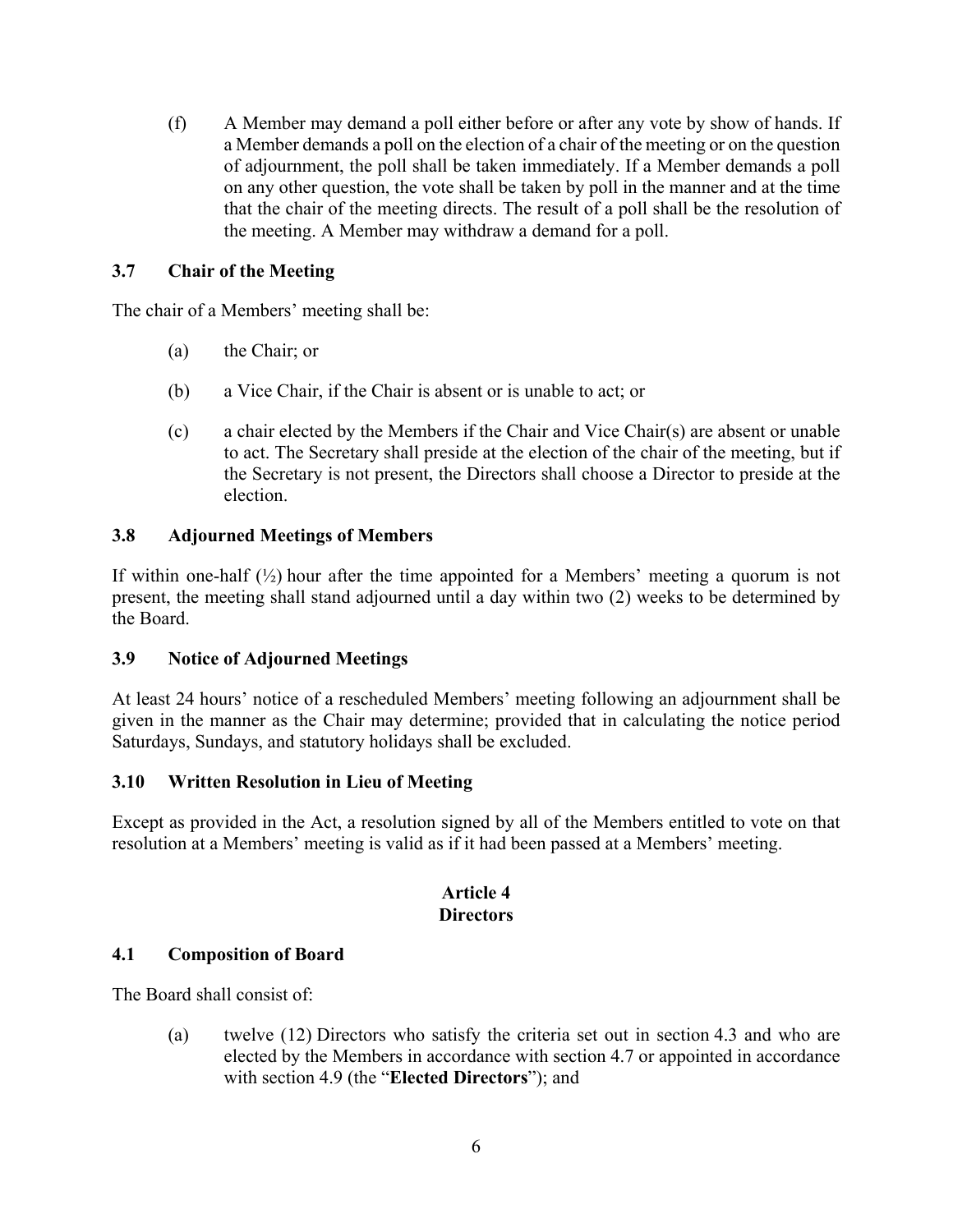(f) A Member may demand a poll either before or after any vote by show of hands. If a Member demands a poll on the election of a chair of the meeting or on the question of adjournment, the poll shall be taken immediately. If a Member demands a poll on any other question, the vote shall be taken by poll in the manner and at the time that the chair of the meeting directs. The result of a poll shall be the resolution of the meeting. A Member may withdraw a demand for a poll.

### 3.7 Chair of the Meeting

The chair of a Members' meeting shall be:

(a) the Chair; or

(b) a Vice Chair, if the Chair is absent or is unable to act; or

(c) a chair elected by the Members if the Chair and Vice Chair(s) are absent or unable to act. The Secretary shall preside at the election of the chair of the meeting, but if the Secretary is not present, the Directors shall choose a Director to preside at the election.

### 3.8 Adjourned Meetings of Members

If within one-half (½) hour after the time appointed for a Members' meeting a quorum is not present, the meeting shall stand adjourned until a day within two (2) weeks to be determined by the Board.

### 3.9 Notice of Adjourned Meetings

At least 24 hours' notice of a rescheduled Members' meeting following an adjournment shall be given in the manner as the Chair may determine; provided that in calculating the notice period Saturdays, Sundays, and statutory holidays shall be excluded.

### 3.10 Written Resolution in Lieu of Meeting

Except as provided in the Act, a resolution signed by all of the Members entitled to vote on that resolution at a Members' meeting is valid as if it had been passed at a Members' meeting.

## Article 4
## Directors

### 4.1 Composition of Board

The Board shall consist of:

(a) twelve (12) Directors who satisfy the criteria set out in section 4.3 and who are elected by the Members in accordance with section 4.7 or appointed in accordance with section 4.9 (the "**Elected Directors**"); and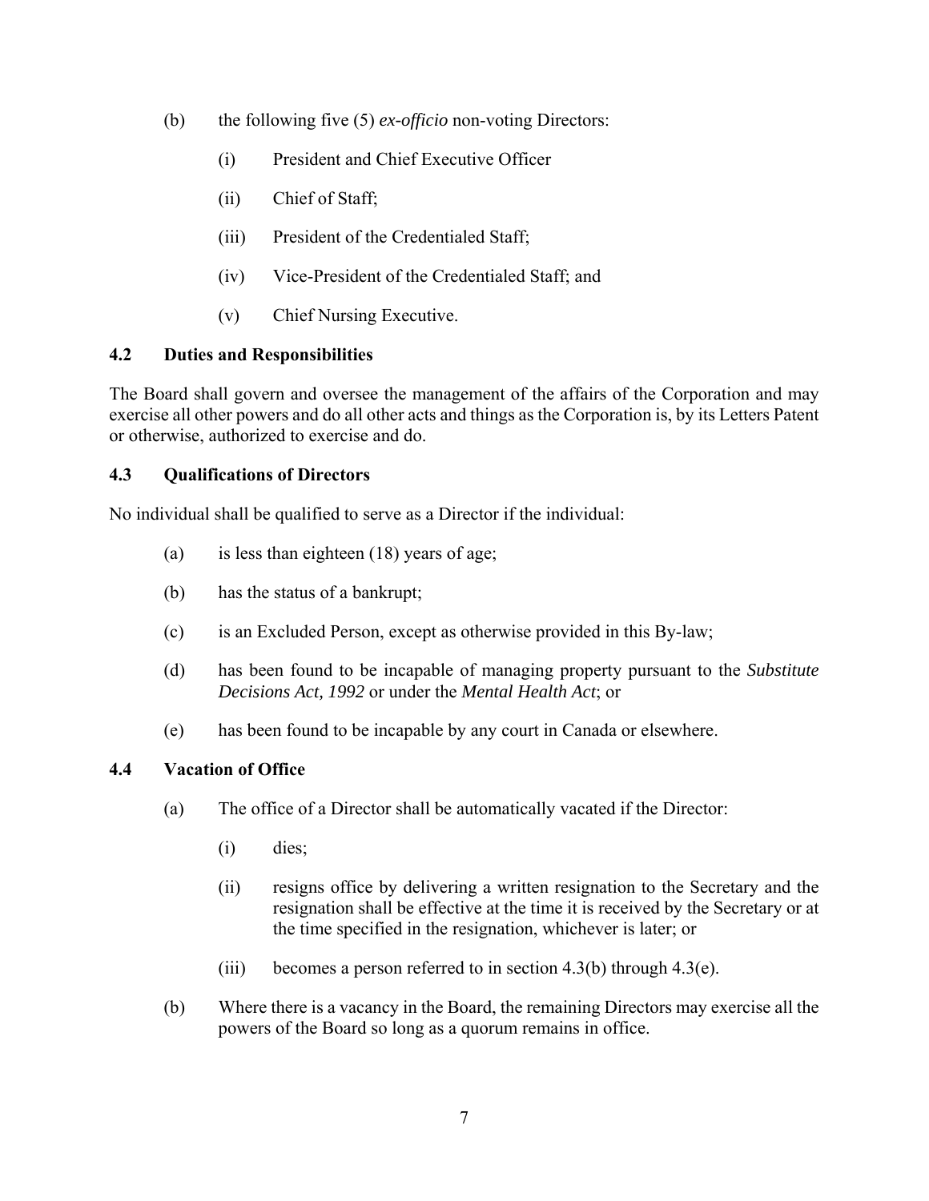(b) the following five (5) *ex-officio* non-voting Directors:

   (i) President and Chief Executive Officer

   (ii) Chief of Staff;

   (iii) President of the Credentialed Staff;

   (iv) Vice-President of the Credentialed Staff; and

   (v) Chief Nursing Executive.

### 4.2 Duties and Responsibilities

The Board shall govern and oversee the management of the affairs of the Corporation and may exercise all other powers and do all other acts and things as the Corporation is, by its Letters Patent or otherwise, authorized to exercise and do.

### 4.3 Qualifications of Directors

No individual shall be qualified to serve as a Director if the individual:

(a) is less than eighteen (18) years of age;

(b) has the status of a bankrupt;

(c) is an Excluded Person, except as otherwise provided in this By-law;

(d) has been found to be incapable of managing property pursuant to the *Substitute Decisions Act, 1992* or under the *Mental Health Act*; or

(e) has been found to be incapable by any court in Canada or elsewhere.

### 4.4 Vacation of Office

(a) The office of a Director shall be automatically vacated if the Director:

   (i) dies;

   (ii) resigns office by delivering a written resignation to the Secretary and the resignation shall be effective at the time it is received by the Secretary or at the time specified in the resignation, whichever is later; or

   (iii) becomes a person referred to in section 4.3(b) through 4.3(e).

(b) Where there is a vacancy in the Board, the remaining Directors may exercise all the powers of the Board so long as a quorum remains in office.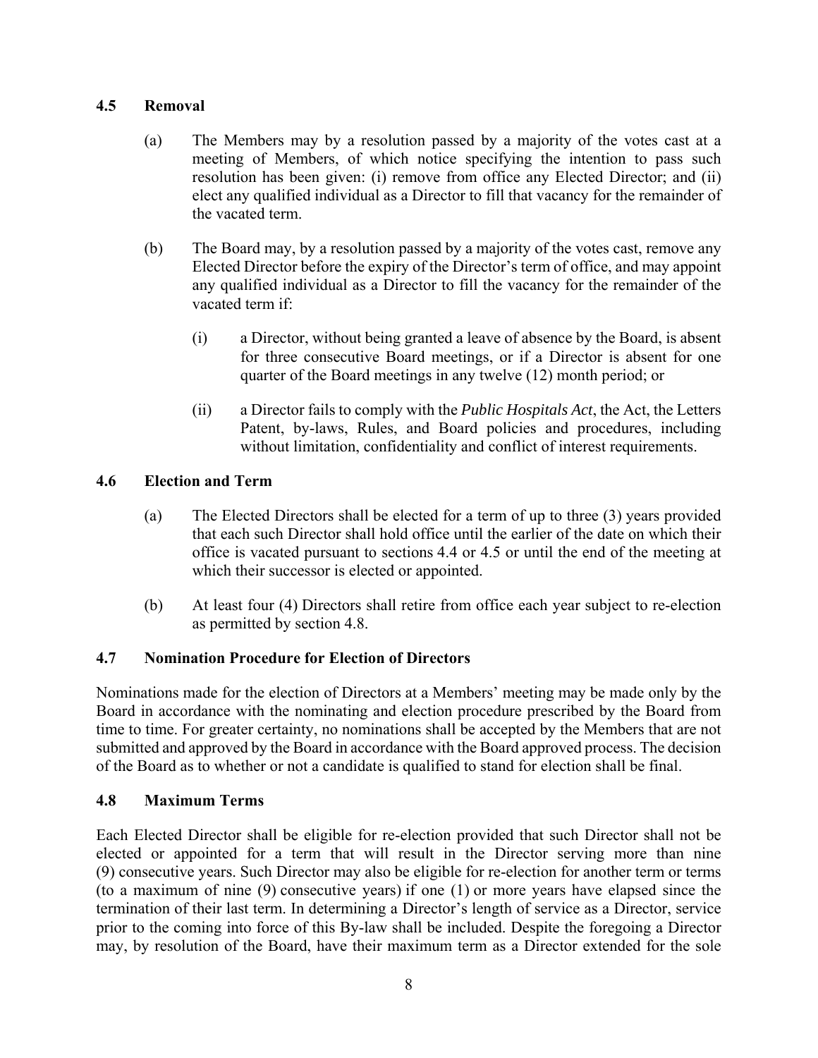### 4.5 Removal

(a) The Members may by a resolution passed by a majority of the votes cast at a meeting of Members, of which notice specifying the intention to pass such resolution has been given: (i) remove from office any Elected Director; and (ii) elect any qualified individual as a Director to fill that vacancy for the remainder of the vacated term.

(b) The Board may, by a resolution passed by a majority of the votes cast, remove any Elected Director before the expiry of the Director's term of office, and may appoint any qualified individual as a Director to fill the vacancy for the remainder of the vacated term if:

(i) a Director, without being granted a leave of absence by the Board, is absent for three consecutive Board meetings, or if a Director is absent for one quarter of the Board meetings in any twelve (12) month period; or

(ii) a Director fails to comply with the *Public Hospitals Act*, the Act, the Letters Patent, by-laws, Rules, and Board policies and procedures, including without limitation, confidentiality and conflict of interest requirements.

### 4.6 Election and Term

(a) The Elected Directors shall be elected for a term of up to three (3) years provided that each such Director shall hold office until the earlier of the date on which their office is vacated pursuant to sections 4.4 or 4.5 or until the end of the meeting at which their successor is elected or appointed.

(b) At least four (4) Directors shall retire from office each year subject to re-election as permitted by section 4.8.

### 4.7 Nomination Procedure for Election of Directors

Nominations made for the election of Directors at a Members' meeting may be made only by the Board in accordance with the nominating and election procedure prescribed by the Board from time to time. For greater certainty, no nominations shall be accepted by the Members that are not submitted and approved by the Board in accordance with the Board approved process. The decision of the Board as to whether or not a candidate is qualified to stand for election shall be final.

### 4.8 Maximum Terms

Each Elected Director shall be eligible for re-election provided that such Director shall not be elected or appointed for a term that will result in the Director serving more than nine (9) consecutive years. Such Director may also be eligible for re-election for another term or terms (to a maximum of nine (9) consecutive years) if one (1) or more years have elapsed since the termination of their last term. In determining a Director's length of service as a Director, service prior to the coming into force of this By-law shall be included. Despite the foregoing a Director may, by resolution of the Board, have their maximum term as a Director extended for the sole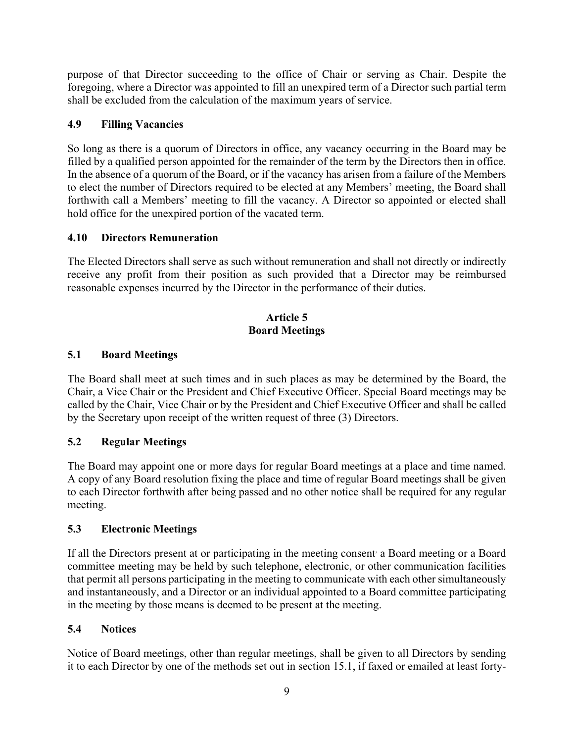purpose of that Director succeeding to the office of Chair or serving as Chair. Despite the foregoing, where a Director was appointed to fill an unexpired term of a Director such partial term shall be excluded from the calculation of the maximum years of service.

### 4.9 Filling Vacancies

So long as there is a quorum of Directors in office, any vacancy occurring in the Board may be filled by a qualified person appointed for the remainder of the term by the Directors then in office. In the absence of a quorum of the Board, or if the vacancy has arisen from a failure of the Members to elect the number of Directors required to be elected at any Members' meeting, the Board shall forthwith call a Members' meeting to fill the vacancy. A Director so appointed or elected shall hold office for the unexpired portion of the vacated term.

### 4.10 Directors Remuneration

The Elected Directors shall serve as such without remuneration and shall not directly or indirectly receive any profit from their position as such provided that a Director may be reimbursed reasonable expenses incurred by the Director in the performance of their duties.

## Article 5
## Board Meetings

### 5.1 Board Meetings

The Board shall meet at such times and in such places as may be determined by the Board, the Chair, a Vice Chair or the President and Chief Executive Officer. Special Board meetings may be called by the Chair, Vice Chair or by the President and Chief Executive Officer and shall be called by the Secretary upon receipt of the written request of three (3) Directors.

### 5.2 Regular Meetings

The Board may appoint one or more days for regular Board meetings at a place and time named. A copy of any Board resolution fixing the place and time of regular Board meetings shall be given to each Director forthwith after being passed and no other notice shall be required for any regular meeting.

### 5.3 Electronic Meetings

If all the Directors present at or participating in the meeting consent, a Board meeting or a Board committee meeting may be held by such telephone, electronic, or other communication facilities that permit all persons participating in the meeting to communicate with each other simultaneously and instantaneously, and a Director or an individual appointed to a Board committee participating in the meeting by those means is deemed to be present at the meeting.

### 5.4 Notices

Notice of Board meetings, other than regular meetings, shall be given to all Directors by sending it to each Director by one of the methods set out in section 15.1, if faxed or emailed at least forty-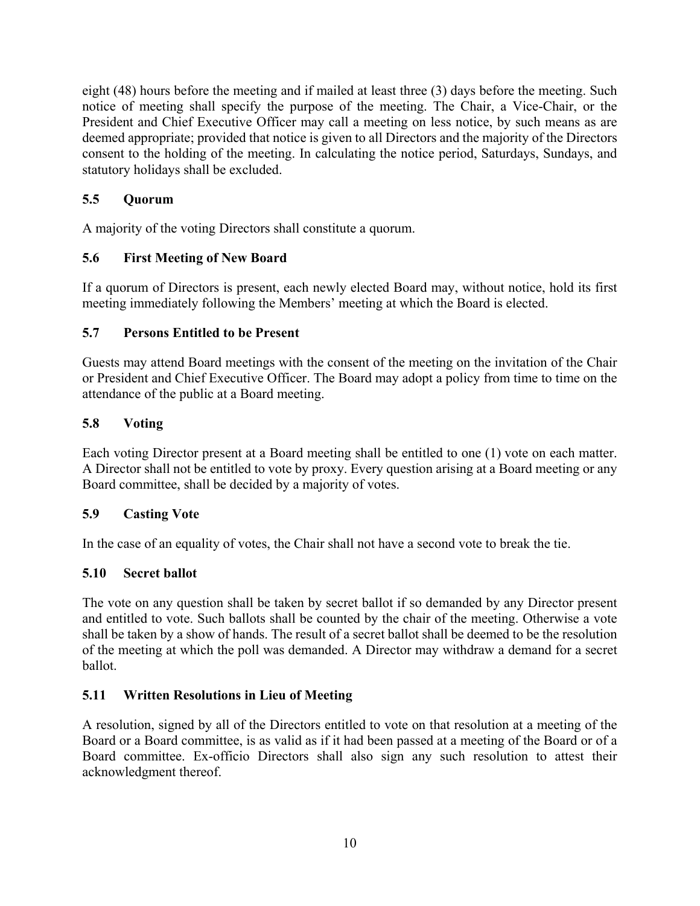eight (48) hours before the meeting and if mailed at least three (3) days before the meeting. Such notice of meeting shall specify the purpose of the meeting. The Chair, a Vice-Chair, or the President and Chief Executive Officer may call a meeting on less notice, by such means as are deemed appropriate; provided that notice is given to all Directors and the majority of the Directors consent to the holding of the meeting. In calculating the notice period, Saturdays, Sundays, and statutory holidays shall be excluded.

### 5.5 Quorum

A majority of the voting Directors shall constitute a quorum.

### 5.6 First Meeting of New Board

If a quorum of Directors is present, each newly elected Board may, without notice, hold its first meeting immediately following the Members' meeting at which the Board is elected.

### 5.7 Persons Entitled to be Present

Guests may attend Board meetings with the consent of the meeting on the invitation of the Chair or President and Chief Executive Officer. The Board may adopt a policy from time to time on the attendance of the public at a Board meeting.

### 5.8 Voting

Each voting Director present at a Board meeting shall be entitled to one (1) vote on each matter. A Director shall not be entitled to vote by proxy. Every question arising at a Board meeting or any Board committee, shall be decided by a majority of votes.

### 5.9 Casting Vote

In the case of an equality of votes, the Chair shall not have a second vote to break the tie.

### 5.10 Secret ballot

The vote on any question shall be taken by secret ballot if so demanded by any Director present and entitled to vote. Such ballots shall be counted by the chair of the meeting. Otherwise a vote shall be taken by a show of hands. The result of a secret ballot shall be deemed to be the resolution of the meeting at which the poll was demanded. A Director may withdraw a demand for a secret ballot.

### 5.11 Written Resolutions in Lieu of Meeting

A resolution, signed by all of the Directors entitled to vote on that resolution at a meeting of the Board or a Board committee, is as valid as if it had been passed at a meeting of the Board or of a Board committee. Ex-officio Directors shall also sign any such resolution to attest their acknowledgment thereof.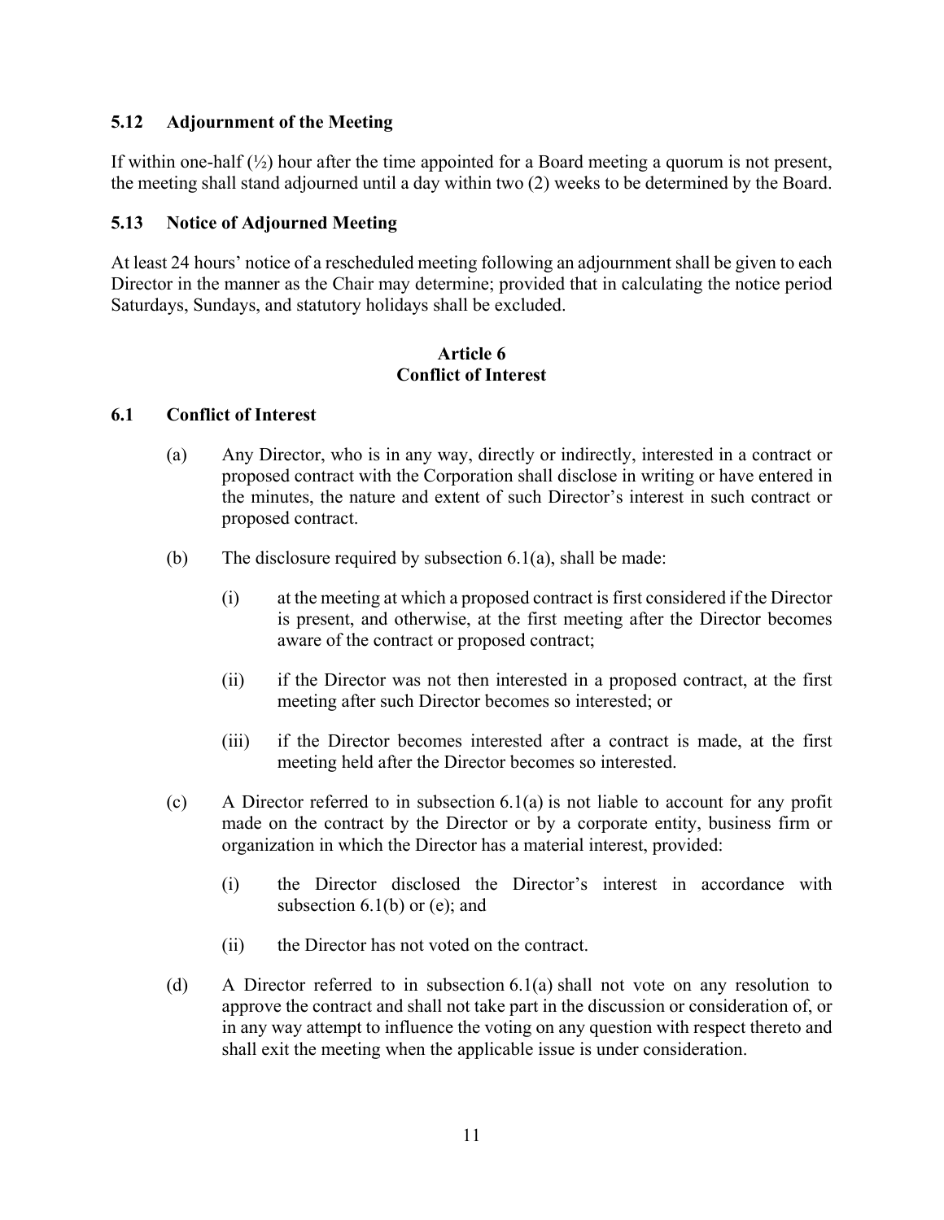### 5.12 Adjournment of the Meeting

If within one-half (½) hour after the time appointed for a Board meeting a quorum is not present, the meeting shall stand adjourned until a day within two (2) weeks to be determined by the Board.

### 5.13 Notice of Adjourned Meeting

At least 24 hours' notice of a rescheduled meeting following an adjournment shall be given to each Director in the manner as the Chair may determine; provided that in calculating the notice period Saturdays, Sundays, and statutory holidays shall be excluded.

## Article 6
## Conflict of Interest

### 6.1 Conflict of Interest

(a) Any Director, who is in any way, directly or indirectly, interested in a contract or proposed contract with the Corporation shall disclose in writing or have entered in the minutes, the nature and extent of such Director's interest in such contract or proposed contract.

(b) The disclosure required by subsection 6.1(a), shall be made:

(i) at the meeting at which a proposed contract is first considered if the Director is present, and otherwise, at the first meeting after the Director becomes aware of the contract or proposed contract;

(ii) if the Director was not then interested in a proposed contract, at the first meeting after such Director becomes so interested; or

(iii) if the Director becomes interested after a contract is made, at the first meeting held after the Director becomes so interested.

(c) A Director referred to in subsection 6.1(a) is not liable to account for any profit made on the contract by the Director or by a corporate entity, business firm or organization in which the Director has a material interest, provided:

(i) the Director disclosed the Director's interest in accordance with subsection 6.1(b) or (e); and

(ii) the Director has not voted on the contract.

(d) A Director referred to in subsection 6.1(a) shall not vote on any resolution to approve the contract and shall not take part in the discussion or consideration of, or in any way attempt to influence the voting on any question with respect thereto and shall exit the meeting when the applicable issue is under consideration.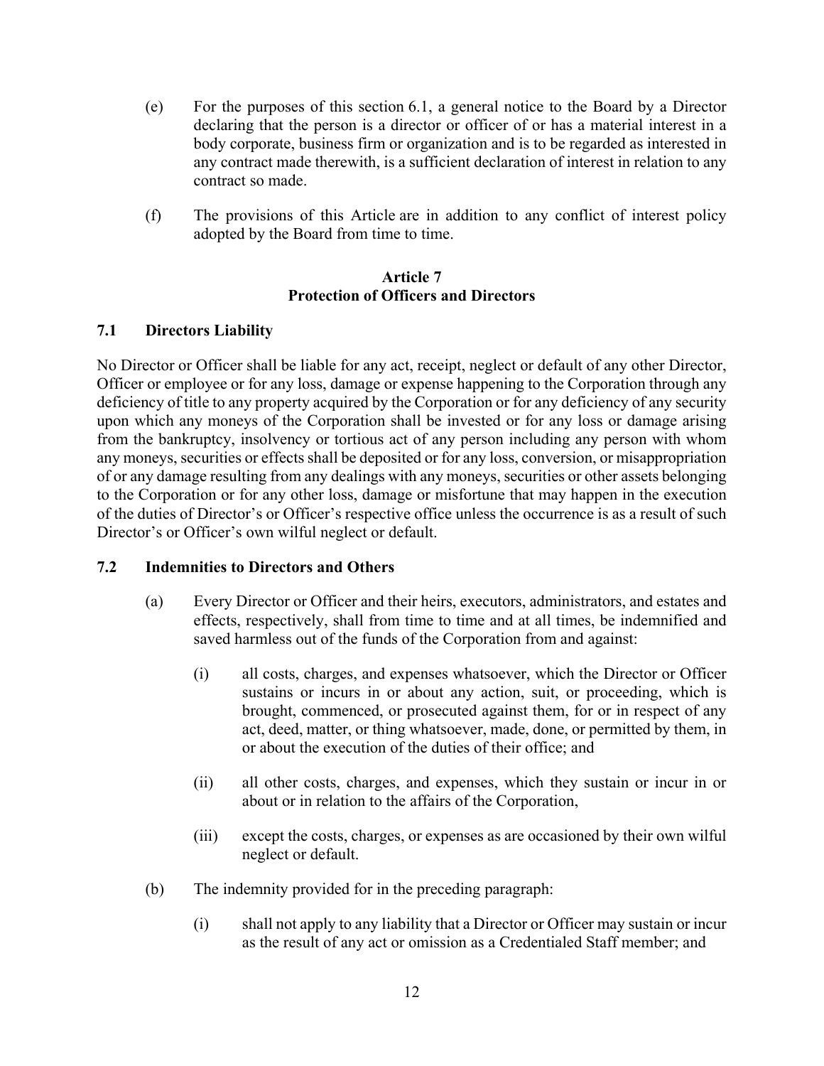(e) For the purposes of this section 6.1, a general notice to the Board by a Director declaring that the person is a director or officer of or has a material interest in a body corporate, business firm or organization and is to be regarded as interested in any contract made therewith, is a sufficient declaration of interest in relation to any contract so made.

(f) The provisions of this Article are in addition to any conflict of interest policy adopted by the Board from time to time.

## Article 7
## Protection of Officers and Directors

### 7.1 Directors Liability

No Director or Officer shall be liable for any act, receipt, neglect or default of any other Director, Officer or employee or for any loss, damage or expense happening to the Corporation through any deficiency of title to any property acquired by the Corporation or for any deficiency of any security upon which any moneys of the Corporation shall be invested or for any loss or damage arising from the bankruptcy, insolvency or tortious act of any person including any person with whom any moneys, securities or effects shall be deposited or for any loss, conversion, or misappropriation of or any damage resulting from any dealings with any moneys, securities or other assets belonging to the Corporation or for any other loss, damage or misfortune that may happen in the execution of the duties of Director's or Officer's respective office unless the occurrence is as a result of such Director's or Officer's own wilful neglect or default.

### 7.2 Indemnities to Directors and Others

(a) Every Director or Officer and their heirs, executors, administrators, and estates and effects, respectively, shall from time to time and at all times, be indemnified and saved harmless out of the funds of the Corporation from and against:

(i) all costs, charges, and expenses whatsoever, which the Director or Officer sustains or incurs in or about any action, suit, or proceeding, which is brought, commenced, or prosecuted against them, for or in respect of any act, deed, matter, or thing whatsoever, made, done, or permitted by them, in or about the execution of the duties of their office; and

(ii) all other costs, charges, and expenses, which they sustain or incur in or about or in relation to the affairs of the Corporation,

(iii) except the costs, charges, or expenses as are occasioned by their own wilful neglect or default.

(b) The indemnity provided for in the preceding paragraph:

(i) shall not apply to any liability that a Director or Officer may sustain or incur as the result of any act or omission as a Credentialed Staff member; and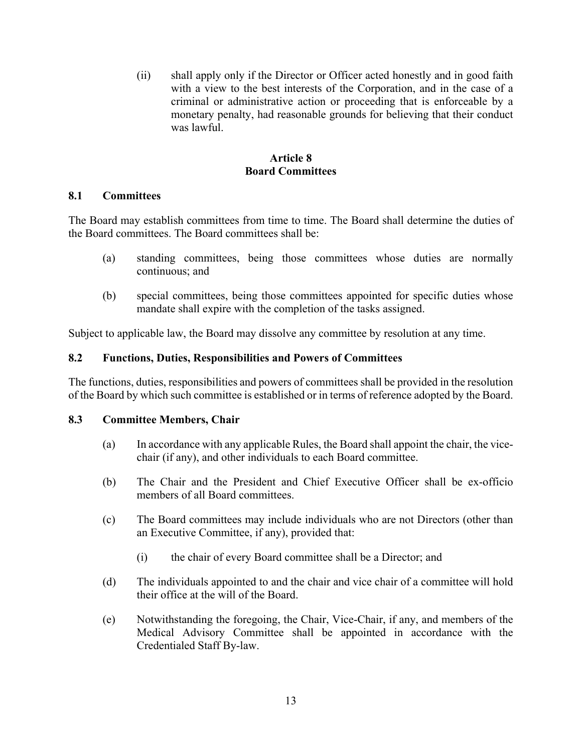(ii) shall apply only if the Director or Officer acted honestly and in good faith with a view to the best interests of the Corporation, and in the case of a criminal or administrative action or proceeding that is enforceable by a monetary penalty, had reasonable grounds for believing that their conduct was lawful.

## Article 8
## Board Committees

### 8.1 Committees

The Board may establish committees from time to time. The Board shall determine the duties of the Board committees. The Board committees shall be:

(a) standing committees, being those committees whose duties are normally continuous; and

(b) special committees, being those committees appointed for specific duties whose mandate shall expire with the completion of the tasks assigned.

Subject to applicable law, the Board may dissolve any committee by resolution at any time.

### 8.2 Functions, Duties, Responsibilities and Powers of Committees

The functions, duties, responsibilities and powers of committees shall be provided in the resolution of the Board by which such committee is established or in terms of reference adopted by the Board.

### 8.3 Committee Members, Chair

(a) In accordance with any applicable Rules, the Board shall appoint the chair, the vice-chair (if any), and other individuals to each Board committee.

(b) The Chair and the President and Chief Executive Officer shall be ex-officio members of all Board committees.

(c) The Board committees may include individuals who are not Directors (other than an Executive Committee, if any), provided that:

  (i) the chair of every Board committee shall be a Director; and

(d) The individuals appointed to and the chair and vice chair of a committee will hold their office at the will of the Board.

(e) Notwithstanding the foregoing, the Chair, Vice-Chair, if any, and members of the Medical Advisory Committee shall be appointed in accordance with the Credentialed Staff By-law.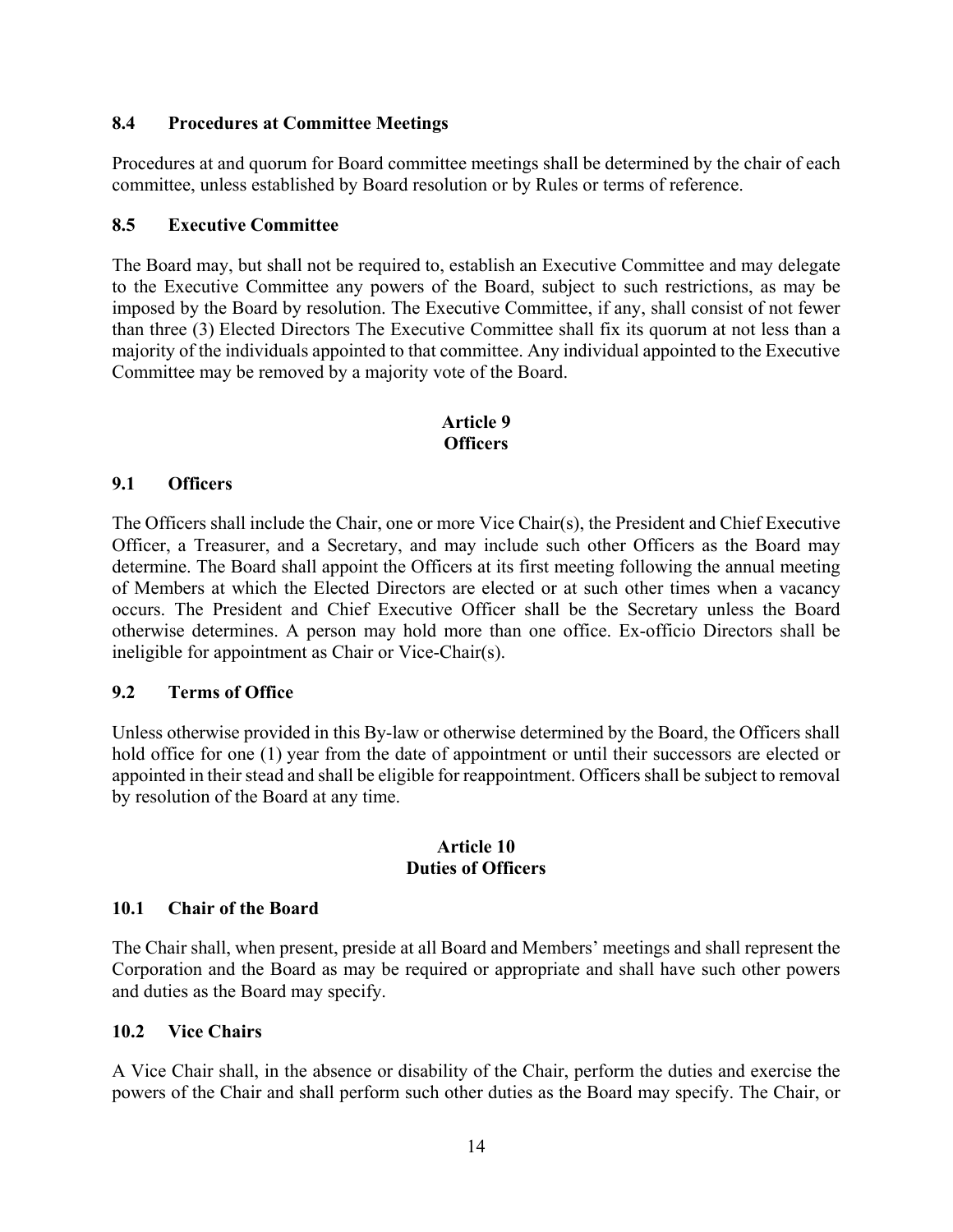### 8.4 Procedures at Committee Meetings

Procedures at and quorum for Board committee meetings shall be determined by the chair of each committee, unless established by Board resolution or by Rules or terms of reference.

### 8.5 Executive Committee

The Board may, but shall not be required to, establish an Executive Committee and may delegate to the Executive Committee any powers of the Board, subject to such restrictions, as may be imposed by the Board by resolution. The Executive Committee, if any, shall consist of not fewer than three (3) Elected Directors The Executive Committee shall fix its quorum at not less than a majority of the individuals appointed to that committee. Any individual appointed to the Executive Committee may be removed by a majority vote of the Board.

## Article 9
## Officers

### 9.1 Officers

The Officers shall include the Chair, one or more Vice Chair(s), the President and Chief Executive Officer, a Treasurer, and a Secretary, and may include such other Officers as the Board may determine. The Board shall appoint the Officers at its first meeting following the annual meeting of Members at which the Elected Directors are elected or at such other times when a vacancy occurs. The President and Chief Executive Officer shall be the Secretary unless the Board otherwise determines. A person may hold more than one office. Ex-officio Directors shall be ineligible for appointment as Chair or Vice-Chair(s).

### 9.2 Terms of Office

Unless otherwise provided in this By-law or otherwise determined by the Board, the Officers shall hold office for one (1) year from the date of appointment or until their successors are elected or appointed in their stead and shall be eligible for reappointment. Officers shall be subject to removal by resolution of the Board at any time.

## Article 10
## Duties of Officers

### 10.1 Chair of the Board

The Chair shall, when present, preside at all Board and Members' meetings and shall represent the Corporation and the Board as may be required or appropriate and shall have such other powers and duties as the Board may specify.

### 10.2 Vice Chairs

A Vice Chair shall, in the absence or disability of the Chair, perform the duties and exercise the powers of the Chair and shall perform such other duties as the Board may specify. The Chair, or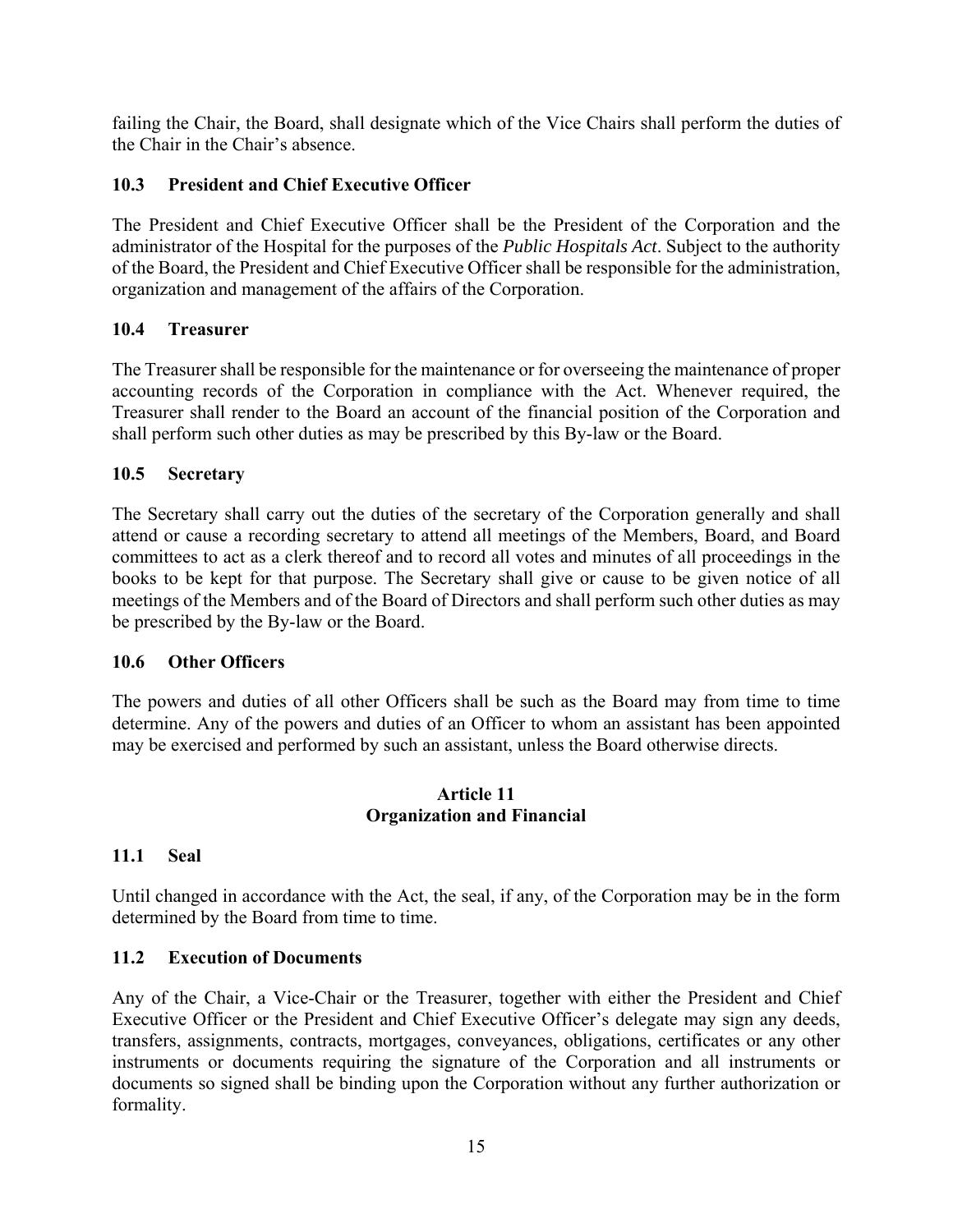failing the Chair, the Board, shall designate which of the Vice Chairs shall perform the duties of the Chair in the Chair's absence.

### 10.3 President and Chief Executive Officer

The President and Chief Executive Officer shall be the President of the Corporation and the administrator of the Hospital for the purposes of the *Public Hospitals Act*. Subject to the authority of the Board, the President and Chief Executive Officer shall be responsible for the administration, organization and management of the affairs of the Corporation.

### 10.4 Treasurer

The Treasurer shall be responsible for the maintenance or for overseeing the maintenance of proper accounting records of the Corporation in compliance with the Act. Whenever required, the Treasurer shall render to the Board an account of the financial position of the Corporation and shall perform such other duties as may be prescribed by this By-law or the Board.

### 10.5 Secretary

The Secretary shall carry out the duties of the secretary of the Corporation generally and shall attend or cause a recording secretary to attend all meetings of the Members, Board, and Board committees to act as a clerk thereof and to record all votes and minutes of all proceedings in the books to be kept for that purpose. The Secretary shall give or cause to be given notice of all meetings of the Members and of the Board of Directors and shall perform such other duties as may be prescribed by the By-law or the Board.

### 10.6 Other Officers

The powers and duties of all other Officers shall be such as the Board may from time to time determine. Any of the powers and duties of an Officer to whom an assistant has been appointed may be exercised and performed by such an assistant, unless the Board otherwise directs.

## Article 11
## Organization and Financial

### 11.1 Seal

Until changed in accordance with the Act, the seal, if any, of the Corporation may be in the form determined by the Board from time to time.

### 11.2 Execution of Documents

Any of the Chair, a Vice-Chair or the Treasurer, together with either the President and Chief Executive Officer or the President and Chief Executive Officer's delegate may sign any deeds, transfers, assignments, contracts, mortgages, conveyances, obligations, certificates or any other instruments or documents requiring the signature of the Corporation and all instruments or documents so signed shall be binding upon the Corporation without any further authorization or formality.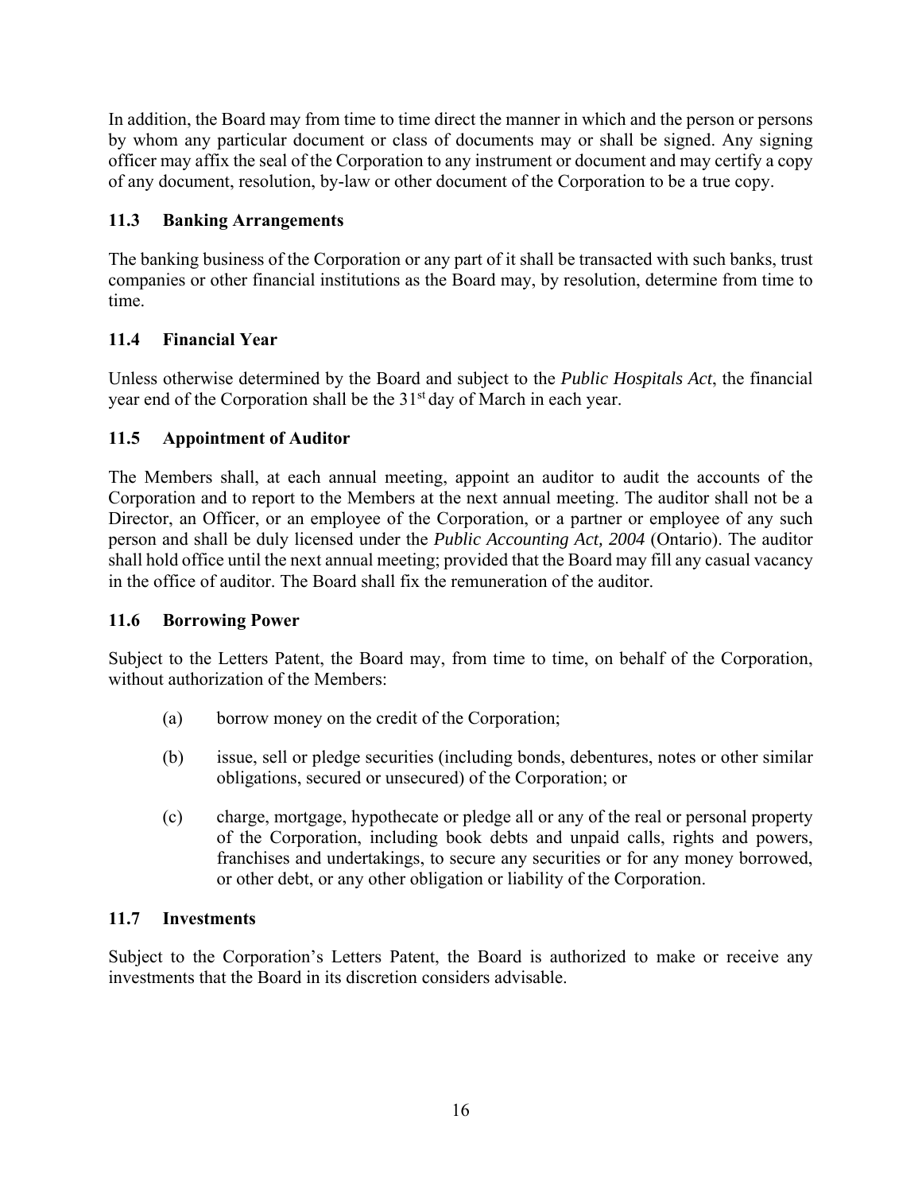In addition, the Board may from time to time direct the manner in which and the person or persons by whom any particular document or class of documents may or shall be signed. Any signing officer may affix the seal of the Corporation to any instrument or document and may certify a copy of any document, resolution, by-law or other document of the Corporation to be a true copy.

### 11.3 Banking Arrangements

The banking business of the Corporation or any part of it shall be transacted with such banks, trust companies or other financial institutions as the Board may, by resolution, determine from time to time.

### 11.4 Financial Year

Unless otherwise determined by the Board and subject to the *Public Hospitals Act*, the financial year end of the Corporation shall be the 31st day of March in each year.

### 11.5 Appointment of Auditor

The Members shall, at each annual meeting, appoint an auditor to audit the accounts of the Corporation and to report to the Members at the next annual meeting. The auditor shall not be a Director, an Officer, or an employee of the Corporation, or a partner or employee of any such person and shall be duly licensed under the *Public Accounting Act, 2004* (Ontario). The auditor shall hold office until the next annual meeting; provided that the Board may fill any casual vacancy in the office of auditor. The Board shall fix the remuneration of the auditor.

### 11.6 Borrowing Power

Subject to the Letters Patent, the Board may, from time to time, on behalf of the Corporation, without authorization of the Members:

(a) borrow money on the credit of the Corporation;

(b) issue, sell or pledge securities (including bonds, debentures, notes or other similar obligations, secured or unsecured) of the Corporation; or

(c) charge, mortgage, hypothecate or pledge all or any of the real or personal property of the Corporation, including book debts and unpaid calls, rights and powers, franchises and undertakings, to secure any securities or for any money borrowed, or other debt, or any other obligation or liability of the Corporation.

### 11.7 Investments

Subject to the Corporation's Letters Patent, the Board is authorized to make or receive any investments that the Board in its discretion considers advisable.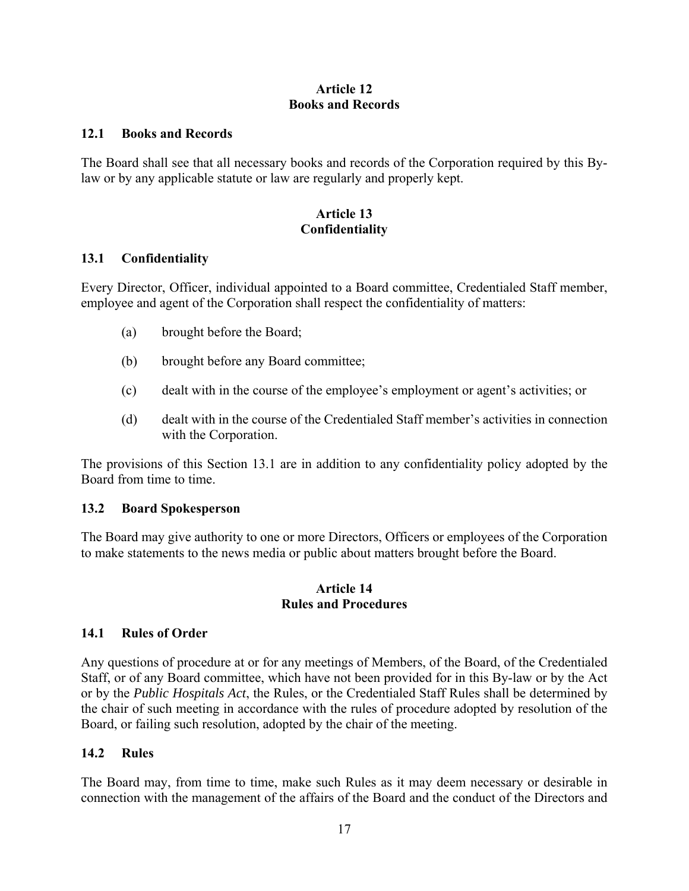## Article 12
## Books and Records

### 12.1 Books and Records

The Board shall see that all necessary books and records of the Corporation required by this By-law or by any applicable statute or law are regularly and properly kept.

## Article 13
## Confidentiality

### 13.1 Confidentiality

Every Director, Officer, individual appointed to a Board committee, Credentialed Staff member, employee and agent of the Corporation shall respect the confidentiality of matters:

(a) brought before the Board;

(b) brought before any Board committee;

(c) dealt with in the course of the employee's employment or agent's activities; or

(d) dealt with in the course of the Credentialed Staff member's activities in connection with the Corporation.

The provisions of this Section 13.1 are in addition to any confidentiality policy adopted by the Board from time to time.

### 13.2 Board Spokesperson

The Board may give authority to one or more Directors, Officers or employees of the Corporation to make statements to the news media or public about matters brought before the Board.

## Article 14
## Rules and Procedures

### 14.1 Rules of Order

Any questions of procedure at or for any meetings of Members, of the Board, of the Credentialed Staff, or of any Board committee, which have not been provided for in this By-law or by the Act or by the *Public Hospitals Act*, the Rules, or the Credentialed Staff Rules shall be determined by the chair of such meeting in accordance with the rules of procedure adopted by resolution of the Board, or failing such resolution, adopted by the chair of the meeting.

### 14.2 Rules

The Board may, from time to time, make such Rules as it may deem necessary or desirable in connection with the management of the affairs of the Board and the conduct of the Directors and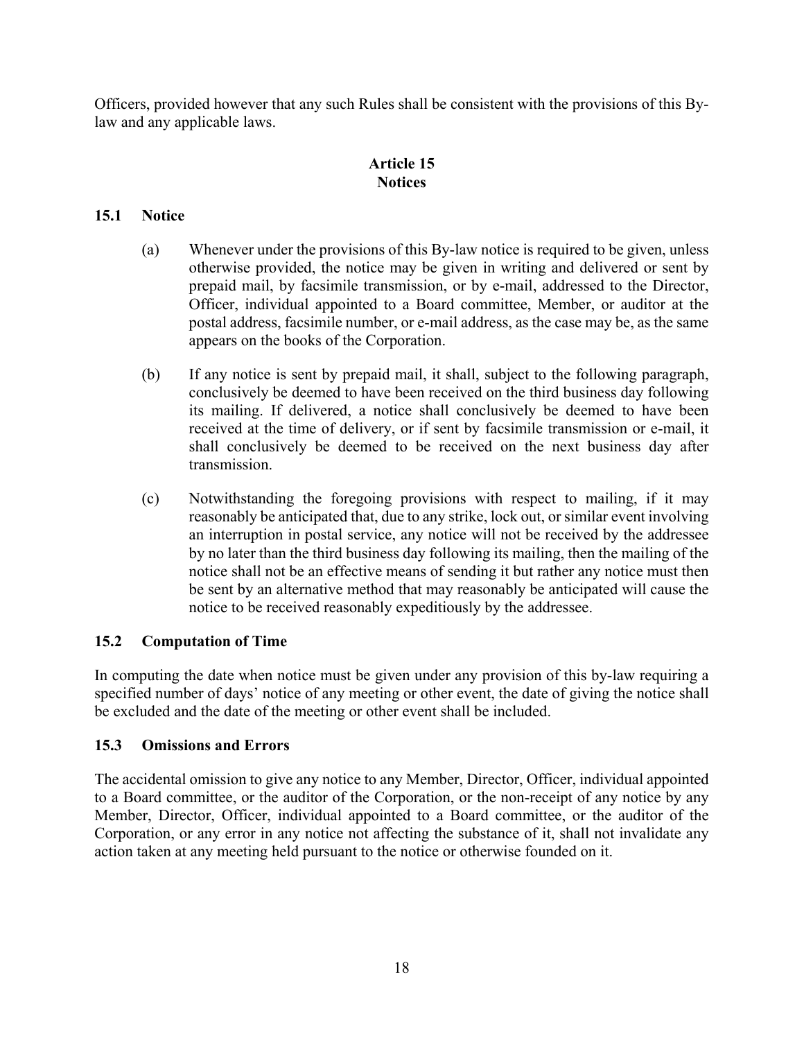Officers, provided however that any such Rules shall be consistent with the provisions of this By-law and any applicable laws.

## Article 15
## Notices

### 15.1 Notice

(a) Whenever under the provisions of this By-law notice is required to be given, unless otherwise provided, the notice may be given in writing and delivered or sent by prepaid mail, by facsimile transmission, or by e-mail, addressed to the Director, Officer, individual appointed to a Board committee, Member, or auditor at the postal address, facsimile number, or e-mail address, as the case may be, as the same appears on the books of the Corporation.

(b) If any notice is sent by prepaid mail, it shall, subject to the following paragraph, conclusively be deemed to have been received on the third business day following its mailing. If delivered, a notice shall conclusively be deemed to have been received at the time of delivery, or if sent by facsimile transmission or e-mail, it shall conclusively be deemed to be received on the next business day after transmission.

(c) Notwithstanding the foregoing provisions with respect to mailing, if it may reasonably be anticipated that, due to any strike, lock out, or similar event involving an interruption in postal service, any notice will not be received by the addressee by no later than the third business day following its mailing, then the mailing of the notice shall not be an effective means of sending it but rather any notice must then be sent by an alternative method that may reasonably be anticipated will cause the notice to be received reasonably expeditiously by the addressee.

### 15.2 Computation of Time

In computing the date when notice must be given under any provision of this by-law requiring a specified number of days' notice of any meeting or other event, the date of giving the notice shall be excluded and the date of the meeting or other event shall be included.

### 15.3 Omissions and Errors

The accidental omission to give any notice to any Member, Director, Officer, individual appointed to a Board committee, or the auditor of the Corporation, or the non-receipt of any notice by any Member, Director, Officer, individual appointed to a Board committee, or the auditor of the Corporation, or any error in any notice not affecting the substance of it, shall not invalidate any action taken at any meeting held pursuant to the notice or otherwise founded on it.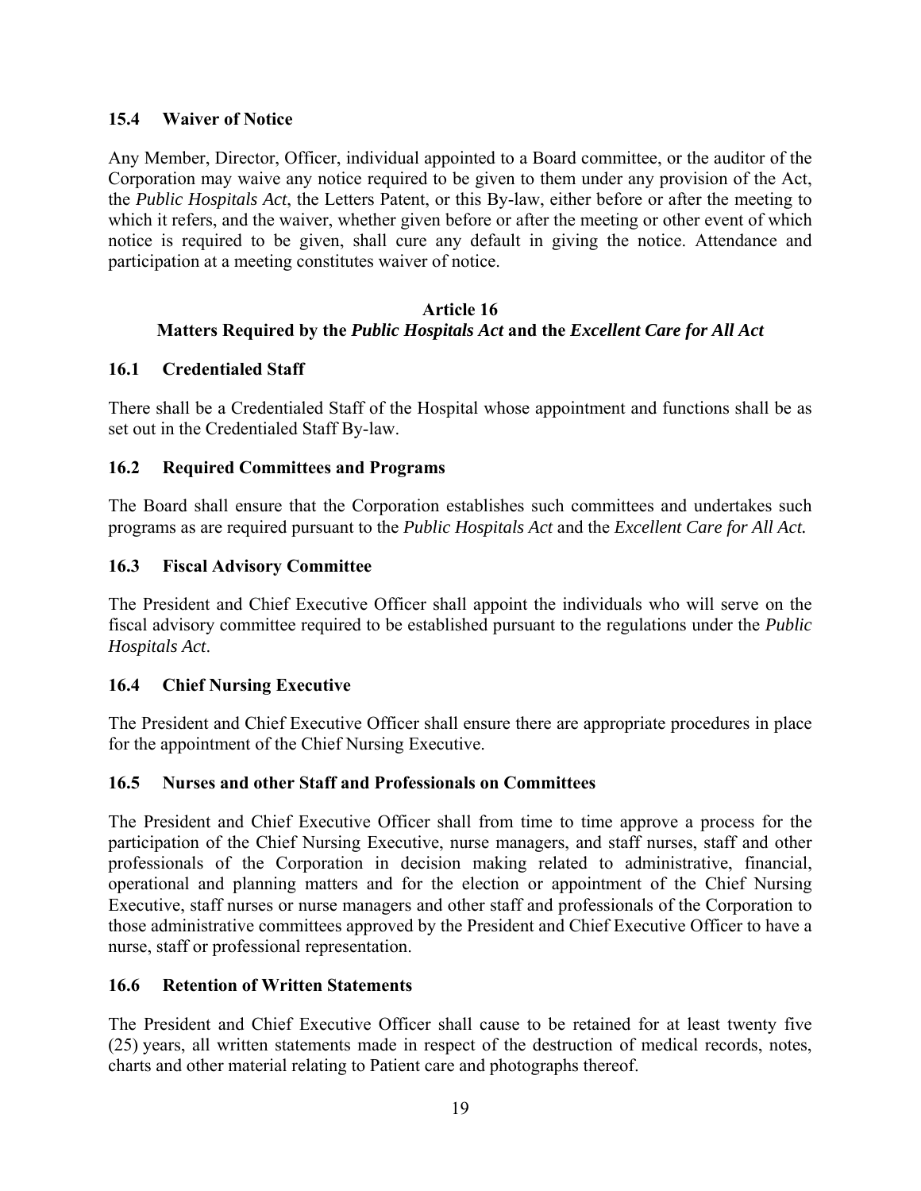### 15.4 Waiver of Notice

Any Member, Director, Officer, individual appointed to a Board committee, or the auditor of the Corporation may waive any notice required to be given to them under any provision of the Act, the *Public Hospitals Act*, the Letters Patent, or this By-law, either before or after the meeting to which it refers, and the waiver, whether given before or after the meeting or other event of which notice is required to be given, shall cure any default in giving the notice. Attendance and participation at a meeting constitutes waiver of notice.

## Article 16
## Matters Required by the *Public Hospitals Act* and the *Excellent Care for All Act*

### 16.1 Credentialed Staff

There shall be a Credentialed Staff of the Hospital whose appointment and functions shall be as set out in the Credentialed Staff By-law.

### 16.2 Required Committees and Programs

The Board shall ensure that the Corporation establishes such committees and undertakes such programs as are required pursuant to the *Public Hospitals Act* and the *Excellent Care for All Act.*

### 16.3 Fiscal Advisory Committee

The President and Chief Executive Officer shall appoint the individuals who will serve on the fiscal advisory committee required to be established pursuant to the regulations under the *Public Hospitals Act*.

### 16.4 Chief Nursing Executive

The President and Chief Executive Officer shall ensure there are appropriate procedures in place for the appointment of the Chief Nursing Executive.

### 16.5 Nurses and other Staff and Professionals on Committees

The President and Chief Executive Officer shall from time to time approve a process for the participation of the Chief Nursing Executive, nurse managers, and staff nurses, staff and other professionals of the Corporation in decision making related to administrative, financial, operational and planning matters and for the election or appointment of the Chief Nursing Executive, staff nurses or nurse managers and other staff and professionals of the Corporation to those administrative committees approved by the President and Chief Executive Officer to have a nurse, staff or professional representation.

### 16.6 Retention of Written Statements

The President and Chief Executive Officer shall cause to be retained for at least twenty five (25) years, all written statements made in respect of the destruction of medical records, notes, charts and other material relating to Patient care and photographs thereof.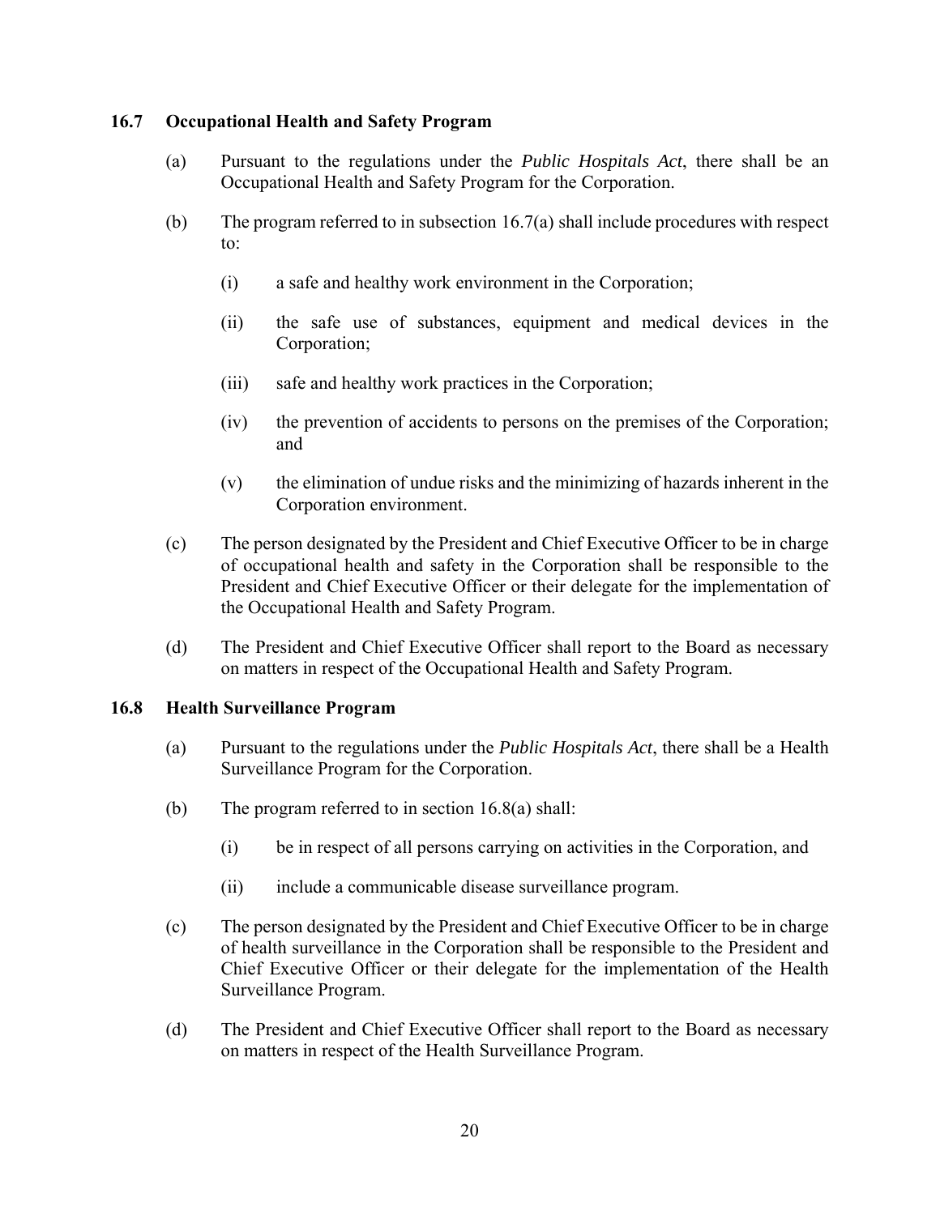### 16.7 Occupational Health and Safety Program

(a) Pursuant to the regulations under the *Public Hospitals Act*, there shall be an Occupational Health and Safety Program for the Corporation.

(b) The program referred to in subsection 16.7(a) shall include procedures with respect to:

  (i) a safe and healthy work environment in the Corporation;

  (ii) the safe use of substances, equipment and medical devices in the Corporation;

  (iii) safe and healthy work practices in the Corporation;

  (iv) the prevention of accidents to persons on the premises of the Corporation; and

  (v) the elimination of undue risks and the minimizing of hazards inherent in the Corporation environment.

(c) The person designated by the President and Chief Executive Officer to be in charge of occupational health and safety in the Corporation shall be responsible to the President and Chief Executive Officer or their delegate for the implementation of the Occupational Health and Safety Program.

(d) The President and Chief Executive Officer shall report to the Board as necessary on matters in respect of the Occupational Health and Safety Program.

### 16.8 Health Surveillance Program

(a) Pursuant to the regulations under the *Public Hospitals Act*, there shall be a Health Surveillance Program for the Corporation.

(b) The program referred to in section 16.8(a) shall:

  (i) be in respect of all persons carrying on activities in the Corporation, and

  (ii) include a communicable disease surveillance program.

(c) The person designated by the President and Chief Executive Officer to be in charge of health surveillance in the Corporation shall be responsible to the President and Chief Executive Officer or their delegate for the implementation of the Health Surveillance Program.

(d) The President and Chief Executive Officer shall report to the Board as necessary on matters in respect of the Health Surveillance Program.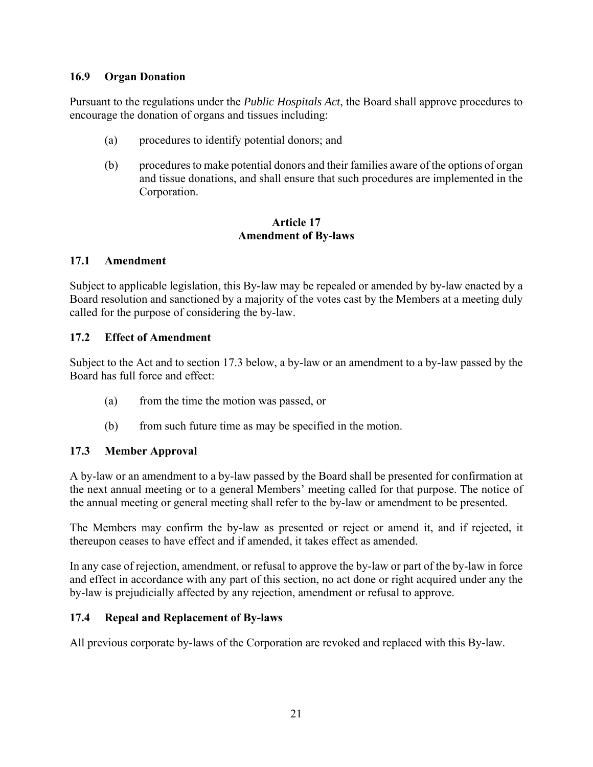### 16.9 Organ Donation

Pursuant to the regulations under the *Public Hospitals Act*, the Board shall approve procedures to encourage the donation of organs and tissues including:

(a) procedures to identify potential donors; and

(b) procedures to make potential donors and their families aware of the options of organ and tissue donations, and shall ensure that such procedures are implemented in the Corporation.

## Article 17
## Amendment of By-laws

### 17.1 Amendment

Subject to applicable legislation, this By-law may be repealed or amended by by-law enacted by a Board resolution and sanctioned by a majority of the votes cast by the Members at a meeting duly called for the purpose of considering the by-law.

### 17.2 Effect of Amendment

Subject to the Act and to section 17.3 below, a by-law or an amendment to a by-law passed by the Board has full force and effect:

(a) from the time the motion was passed, or

(b) from such future time as may be specified in the motion.

### 17.3 Member Approval

A by-law or an amendment to a by-law passed by the Board shall be presented for confirmation at the next annual meeting or to a general Members' meeting called for that purpose. The notice of the annual meeting or general meeting shall refer to the by-law or amendment to be presented.

The Members may confirm the by-law as presented or reject or amend it, and if rejected, it thereupon ceases to have effect and if amended, it takes effect as amended.

In any case of rejection, amendment, or refusal to approve the by-law or part of the by-law in force and effect in accordance with any part of this section, no act done or right acquired under any the by-law is prejudicially affected by any rejection, amendment or refusal to approve.

### 17.4 Repeal and Replacement of By-laws

All previous corporate by-laws of the Corporation are revoked and replaced with this By-law.